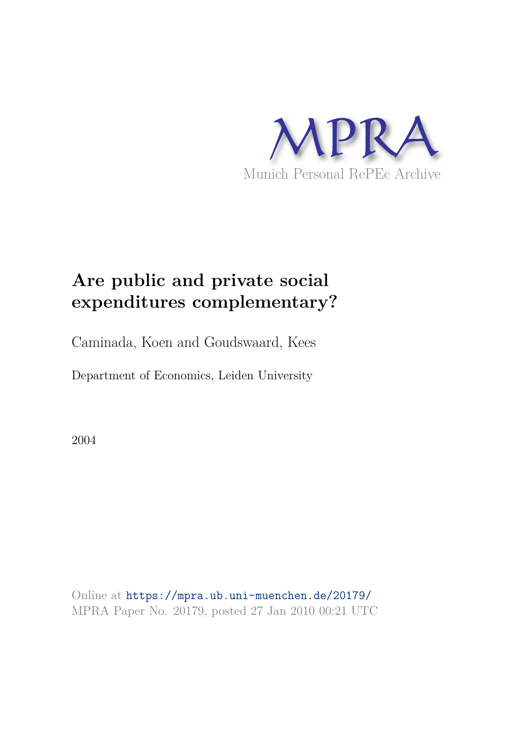MPRA

Munich Personal RePEc Archive

# Are public and private social expenditures complementary?

Caminada, Koen and Goudswaard, Kees

Department of Economics, Leiden University

2004

Online at https://mpra.ub.uni-muenchen.de/20179/
MPRA Paper No. 20179, posted 27 Jan 2010 00:21 UTC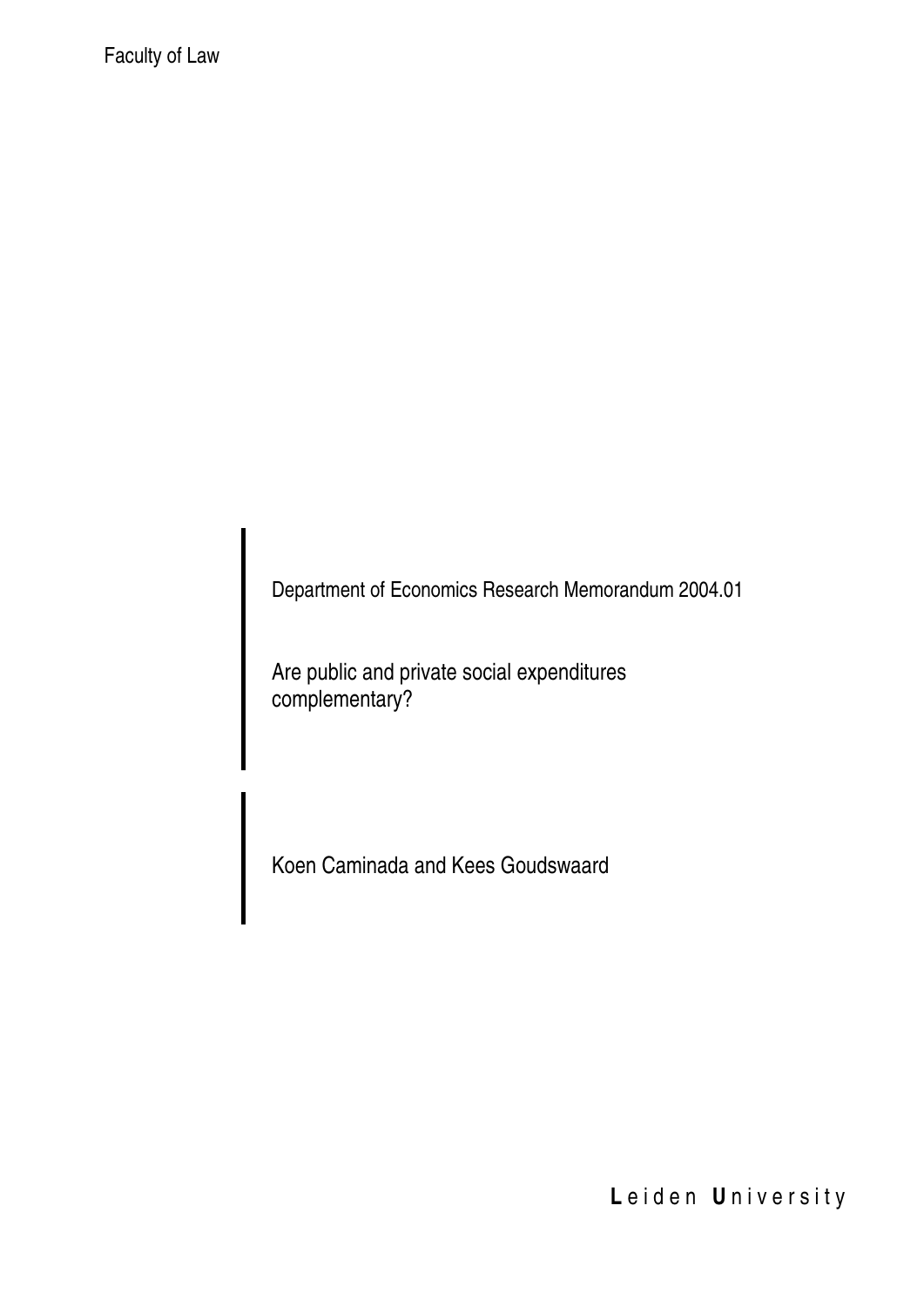Faculty of Law

Department of Economics Research Memorandum 2004.01

# Are public and private social expenditures complementary?

Koen Caminada and Kees Goudswaard

**L**eiden **U**niversity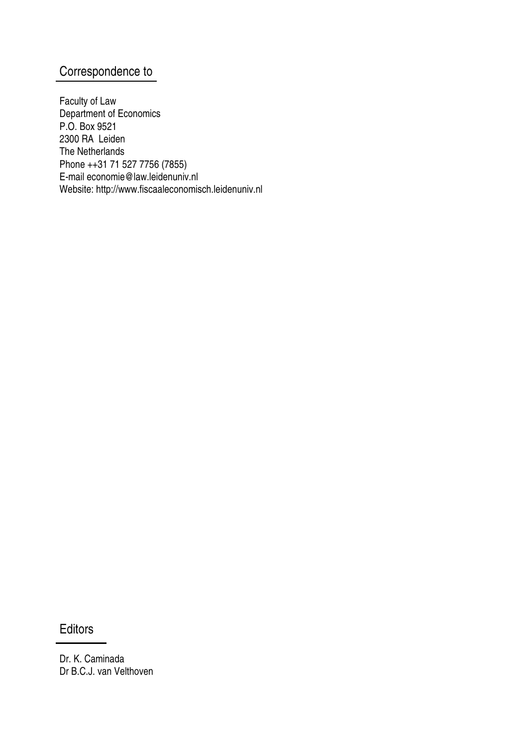## Correspondence to

Faculty of Law
Department of Economics
P.O. Box 9521
2300 RA Leiden
The Netherlands
Phone ++31 71 527 7756 (7855)
E-mail economie@law.leidenuniv.nl
Website: http://www.fiscaaleconomisch.leidenuniv.nl

## Editors

Dr. K. Caminada
Dr B.C.J. van Velthoven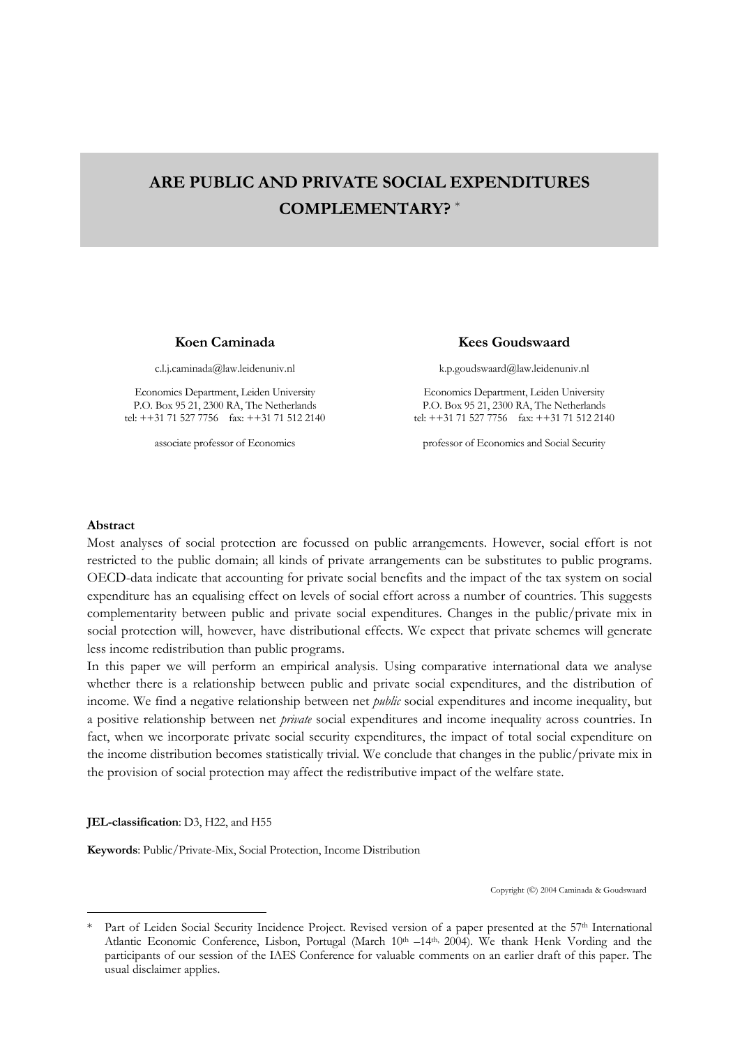# ARE PUBLIC AND PRIVATE SOCIAL EXPENDITURES COMPLEMENTARY? *

**Koen Caminada**

c.l.j.caminada@law.leidenuniv.nl

Economics Department, Leiden University
P.O. Box 95 21, 2300 RA, The Netherlands
tel: ++31 71 527 7756 fax: ++31 71 512 2140

associate professor of Economics

**Kees Goudswaard**

k.p.goudswaard@law.leidenuniv.nl

Economics Department, Leiden University
P.O. Box 95 21, 2300 RA, The Netherlands
tel: ++31 71 527 7756 fax: ++31 71 512 2140

professor of Economics and Social Security

**Abstract**

Most analyses of social protection are focussed on public arrangements. However, social effort is not restricted to the public domain; all kinds of private arrangements can be substitutes to public programs. OECD-data indicate that accounting for private social benefits and the impact of the tax system on social expenditure has an equalising effect on levels of social effort across a number of countries. This suggests complementarity between public and private social expenditures. Changes in the public/private mix in social protection will, however, have distributional effects. We expect that private schemes will generate less income redistribution than public programs.

In this paper we will perform an empirical analysis. Using comparative international data we analyse whether there is a relationship between public and private social expenditures, and the distribution of income. We find a negative relationship between net *public* social expenditures and income inequality, but a positive relationship between net *private* social expenditures and income inequality across countries. In fact, when we incorporate private social security expenditures, the impact of total social expenditure on the income distribution becomes statistically trivial. We conclude that changes in the public/private mix in the provision of social protection may affect the redistributive impact of the welfare state.

**JEL-classification**: D3, H22, and H55

**Keywords**: Public/Private-Mix, Social Protection, Income Distribution

Copyright (©) 2004 Caminada & Goudswaard

---

\* Part of Leiden Social Security Incidence Project. Revised version of a paper presented at the 57th International Atlantic Economic Conference, Lisbon, Portugal (March 10th –14th, 2004). We thank Henk Vording and the participants of our session of the IAES Conference for valuable comments on an earlier draft of this paper. The usual disclaimer applies.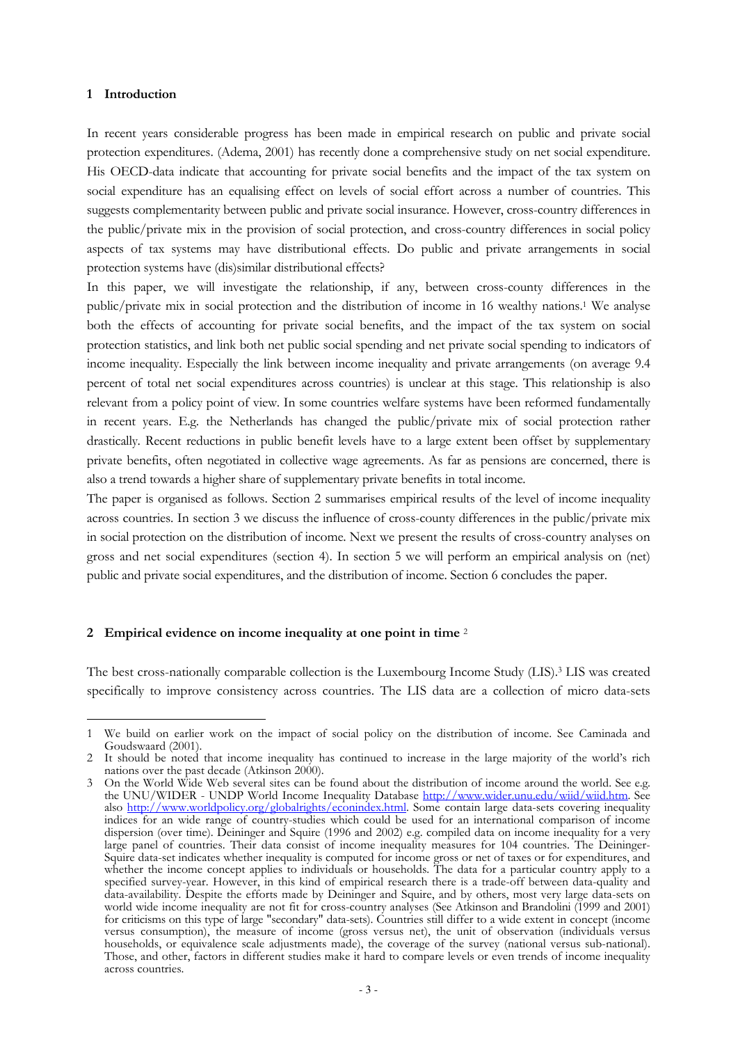## 1 Introduction

In recent years considerable progress has been made in empirical research on public and private social protection expenditures. (Adema, 2001) has recently done a comprehensive study on net social expenditure. His OECD-data indicate that accounting for private social benefits and the impact of the tax system on social expenditure has an equalising effect on levels of social effort across a number of countries. This suggests complementarity between public and private social insurance. However, cross-country differences in the public/private mix in the provision of social protection, and cross-country differences in social policy aspects of tax systems may have distributional effects. Do public and private arrangements in social protection systems have (dis)similar distributional effects?

In this paper, we will investigate the relationship, if any, between cross-county differences in the public/private mix in social protection and the distribution of income in 16 wealthy nations.[1] We analyse both the effects of accounting for private social benefits, and the impact of the tax system on social protection statistics, and link both net public social spending and net private social spending to indicators of income inequality. Especially the link between income inequality and private arrangements (on average 9.4 percent of total net social expenditures across countries) is unclear at this stage. This relationship is also relevant from a policy point of view. In some countries welfare systems have been reformed fundamentally in recent years. E.g. the Netherlands has changed the public/private mix of social protection rather drastically. Recent reductions in public benefit levels have to a large extent been offset by supplementary private benefits, often negotiated in collective wage agreements. As far as pensions are concerned, there is also a trend towards a higher share of supplementary private benefits in total income.

The paper is organised as follows. Section 2 summarises empirical results of the level of income inequality across countries. In section 3 we discuss the influence of cross-county differences in the public/private mix in social protection on the distribution of income. Next we present the results of cross-country analyses on gross and net social expenditures (section 4). In section 5 we will perform an empirical analysis on (net) public and private social expenditures, and the distribution of income. Section 6 concludes the paper.

## 2 Empirical evidence on income inequality at one point in time [2]

The best cross-nationally comparable collection is the Luxembourg Income Study (LIS).[3] LIS was created specifically to improve consistency across countries. The LIS data are a collection of micro data-sets

---

1 We build on earlier work on the impact of social policy on the distribution of income. See Caminada and Goudswaard (2001).

2 It should be noted that income inequality has continued to increase in the large majority of the world's rich nations over the past decade (Atkinson 2000).

3 On the World Wide Web several sites can be found about the distribution of income around the world. See e.g. the UNU/WIDER - UNDP World Income Inequality Database http://www.wider.unu.edu/wiid/wiid.htm. See also http://www.worldpolicy.org/globalrights/econindex.html. Some contain large data-sets covering inequality indices for an wide range of country-studies which could be used for an international comparison of income dispersion (over time). Deininger and Squire (1996 and 2002) e.g. compiled data on income inequality for a very large panel of countries. Their data consist of income inequality measures for 104 countries. The Deininger-Squire data-set indicates whether inequality is computed for income gross or net of taxes or for expenditures, and whether the income concept applies to individuals or households. The data for a particular country apply to a specified survey-year. However, in this kind of empirical research there is a trade-off between data-quality and data-availability. Despite the efforts made by Deininger and Squire, and by others, most very large data-sets on world wide income inequality are not fit for cross-country analyses (See Atkinson and Brandolini (1999 and 2001) for criticisms on this type of large "secondary" data-sets). Countries still differ to a wide extent in concept (income versus consumption), the measure of income (gross versus net), the unit of observation (individuals versus households, or equivalence scale adjustments made), the coverage of the survey (national versus sub-national). Those, and other, factors in different studies make it hard to compare levels or even trends of income inequality across countries.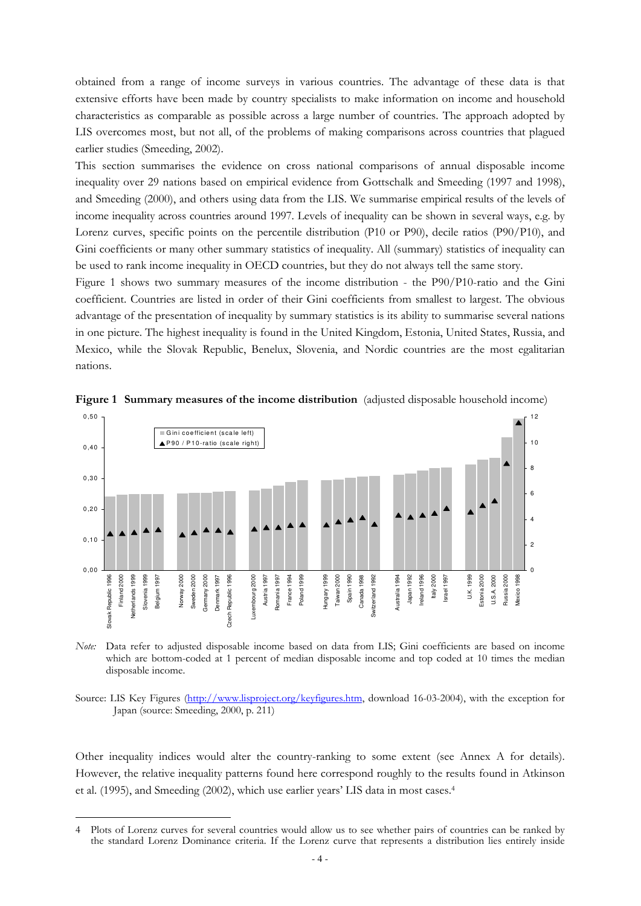obtained from a range of income surveys in various countries. The advantage of these data is that extensive efforts have been made by country specialists to make information on income and household characteristics as comparable as possible across a large number of countries. The approach adopted by LIS overcomes most, but not all, of the problems of making comparisons across countries that plagued earlier studies (Smeeding, 2002).

This section summarises the evidence on cross national comparisons of annual disposable income inequality over 29 nations based on empirical evidence from Gottschalk and Smeeding (1997 and 1998), and Smeeding (2000), and others using data from the LIS. We summarise empirical results of the levels of income inequality across countries around 1997. Levels of inequality can be shown in several ways, e.g. by Lorenz curves, specific points on the percentile distribution (P10 or P90), decile ratios (P90/P10), and Gini coefficients or many other summary statistics of inequality. All (summary) statistics of inequality can be used to rank income inequality in OECD countries, but they do not always tell the same story.

Figure 1 shows two summary measures of the income distribution - the P90/P10-ratio and the Gini coefficient. Countries are listed in order of their Gini coefficients from smallest to largest. The obvious advantage of the presentation of inequality by summary statistics is its ability to summarise several nations in one picture. The highest inequality is found in the United Kingdom, Estonia, United States, Russia, and Mexico, while the Slovak Republic, Benelux, Slovenia, and Nordic countries are the most egalitarian nations.

**Figure 1 Summary measures of the income distribution** (adjusted disposable household income)

*Note:* Data refer to adjusted disposable income based on data from LIS; Gini coefficients are based on income which are bottom-coded at 1 percent of median disposable income and top coded at 10 times the median disposable income.

Source: LIS Key Figures (http://www.lisproject.org/keyfigures.htm, download 16-03-2004), with the exception for Japan (source: Smeeding, 2000, p. 211)

Other inequality indices would alter the country-ranking to some extent (see Annex A for details). However, the relative inequality patterns found here correspond roughly to the results found in Atkinson et al. (1995), and Smeeding (2002), which use earlier years' LIS data in most cases.[4]

---

[4] Plots of Lorenz curves for several countries would allow us to see whether pairs of countries can be ranked by the standard Lorenz Dominance criteria. If the Lorenz curve that represents a distribution lies entirely inside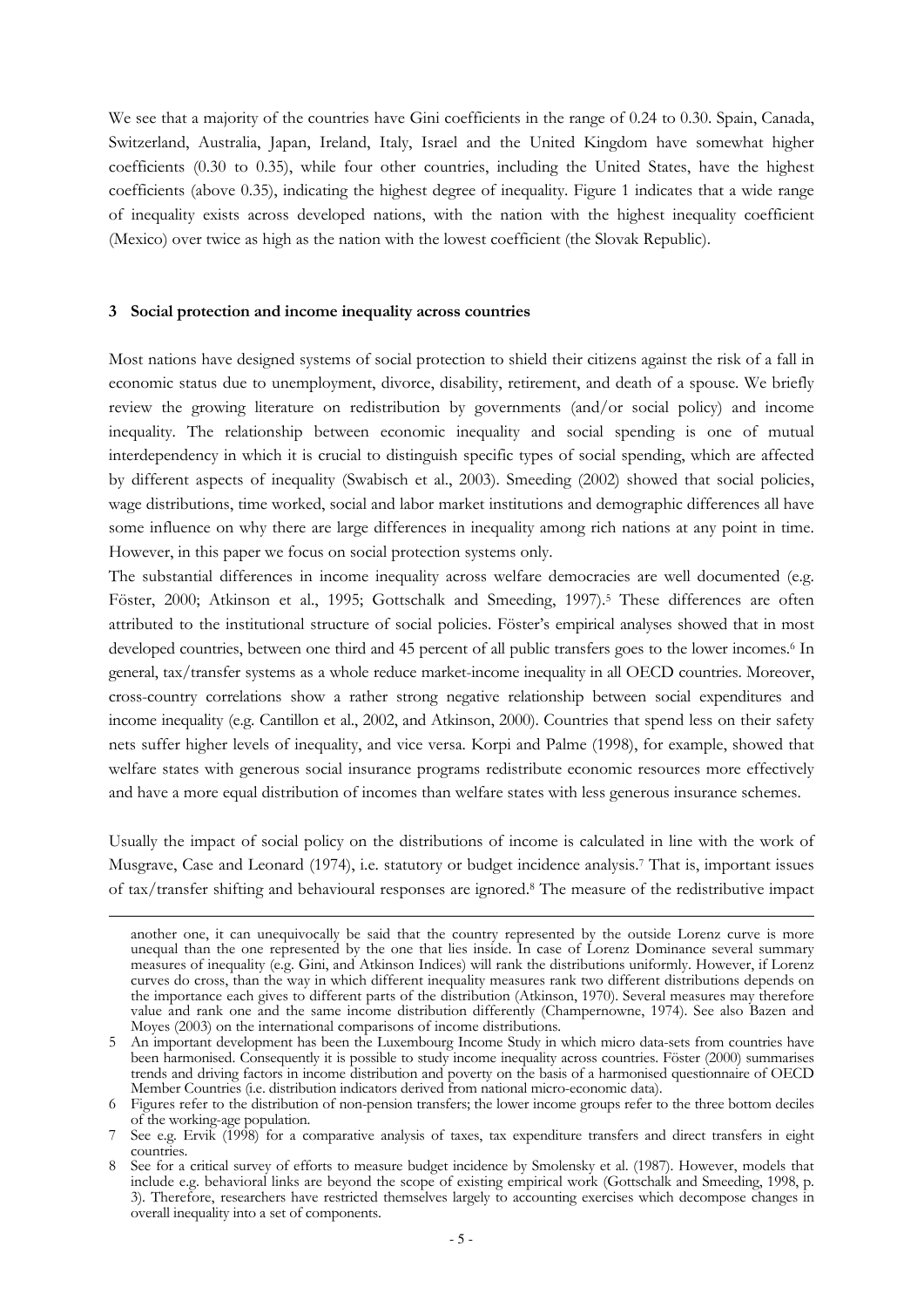We see that a majority of the countries have Gini coefficients in the range of 0.24 to 0.30. Spain, Canada, Switzerland, Australia, Japan, Ireland, Italy, Israel and the United Kingdom have somewhat higher coefficients (0.30 to 0.35), while four other countries, including the United States, have the highest coefficients (above 0.35), indicating the highest degree of inequality. Figure 1 indicates that a wide range of inequality exists across developed nations, with the nation with the highest inequality coefficient (Mexico) over twice as high as the nation with the lowest coefficient (the Slovak Republic).

## 3 Social protection and income inequality across countries

Most nations have designed systems of social protection to shield their citizens against the risk of a fall in economic status due to unemployment, divorce, disability, retirement, and death of a spouse. We briefly review the growing literature on redistribution by governments (and/or social policy) and income inequality. The relationship between economic inequality and social spending is one of mutual interdependency in which it is crucial to distinguish specific types of social spending, which are affected by different aspects of inequality (Swabisch et al., 2003). Smeeding (2002) showed that social policies, wage distributions, time worked, social and labor market institutions and demographic differences all have some influence on why there are large differences in inequality among rich nations at any point in time. However, in this paper we focus on social protection systems only.

The substantial differences in income inequality across welfare democracies are well documented (e.g. Föster, 2000; Atkinson et al., 1995; Gottschalk and Smeeding, 1997).[5] These differences are often attributed to the institutional structure of social policies. Föster's empirical analyses showed that in most developed countries, between one third and 45 percent of all public transfers goes to the lower incomes.[6] In general, tax/transfer systems as a whole reduce market-income inequality in all OECD countries. Moreover, cross-country correlations show a rather strong negative relationship between social expenditures and income inequality (e.g. Cantillon et al., 2002, and Atkinson, 2000). Countries that spend less on their safety nets suffer higher levels of inequality, and vice versa. Korpi and Palme (1998), for example, showed that welfare states with generous social insurance programs redistribute economic resources more effectively and have a more equal distribution of incomes than welfare states with less generous insurance schemes.

Usually the impact of social policy on the distributions of income is calculated in line with the work of Musgrave, Case and Leonard (1974), i.e. statutory or budget incidence analysis.[7] That is, important issues of tax/transfer shifting and behavioural responses are ignored.[8] The measure of the redistributive impact

---

another one, it can unequivocally be said that the country represented by the outside Lorenz curve is more unequal than the one represented by the one that lies inside. In case of Lorenz Dominance several summary measures of inequality (e.g. Gini, and Atkinson Indices) will rank the distributions uniformly. However, if Lorenz curves do cross, than the way in which different inequality measures rank two different distributions depends on the importance each gives to different parts of the distribution (Atkinson, 1970). Several measures may therefore value and rank one and the same income distribution differently (Champernowne, 1974). See also Bazen and Moyes (2003) on the international comparisons of income distributions.

5 An important development has been the Luxembourg Income Study in which micro data-sets from countries have been harmonised. Consequently it is possible to study income inequality across countries. Föster (2000) summarises trends and driving factors in income distribution and poverty on the basis of a harmonised questionnaire of OECD Member Countries (i.e. distribution indicators derived from national micro-economic data).

6 Figures refer to the distribution of non-pension transfers; the lower income groups refer to the three bottom deciles of the working-age population.

7 See e.g. Ervik (1998) for a comparative analysis of taxes, tax expenditure transfers and direct transfers in eight countries.

8 See for a critical survey of efforts to measure budget incidence by Smolensky et al. (1987). However, models that include e.g. behavioral links are beyond the scope of existing empirical work (Gottschalk and Smeeding, 1998, p. 3). Therefore, researchers have restricted themselves largely to accounting exercises which decompose changes in overall inequality into a set of components.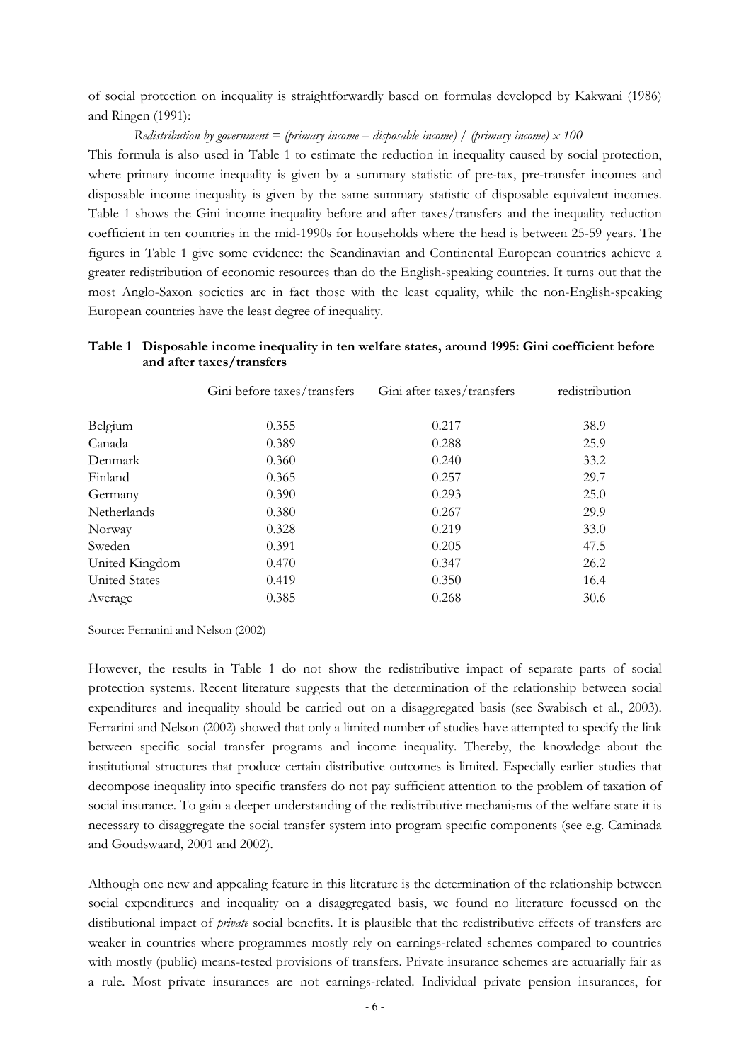of social protection on inequality is straightforwardly based on formulas developed by Kakwani (1986) and Ringen (1991):

*Redistribution by government = (primary income – disposable income) / (primary income) x 100*

This formula is also used in Table 1 to estimate the reduction in inequality caused by social protection, where primary income inequality is given by a summary statistic of pre-tax, pre-transfer incomes and disposable income inequality is given by the same summary statistic of disposable equivalent incomes. Table 1 shows the Gini income inequality before and after taxes/transfers and the inequality reduction coefficient in ten countries in the mid-1990s for households where the head is between 25-59 years. The figures in Table 1 give some evidence: the Scandinavian and Continental European countries achieve a greater redistribution of economic resources than do the English-speaking countries. It turns out that the most Anglo-Saxon societies are in fact those with the least equality, while the non-English-speaking European countries have the least degree of inequality.

**Table 1 Disposable income inequality in ten welfare states, around 1995: Gini coefficient before and after taxes/transfers**

| | Gini before taxes/transfers | Gini after taxes/transfers | redistribution |
|---|---|---|---|
| Belgium | 0.355 | 0.217 | 38.9 |
| Canada | 0.389 | 0.288 | 25.9 |
| Denmark | 0.360 | 0.240 | 33.2 |
| Finland | 0.365 | 0.257 | 29.7 |
| Germany | 0.390 | 0.293 | 25.0 |
| Netherlands | 0.380 | 0.267 | 29.9 |
| Norway | 0.328 | 0.219 | 33.0 |
| Sweden | 0.391 | 0.205 | 47.5 |
| United Kingdom | 0.470 | 0.347 | 26.2 |
| United States | 0.419 | 0.350 | 16.4 |
| Average | 0.385 | 0.268 | 30.6 |

Source: Ferranini and Nelson (2002)

However, the results in Table 1 do not show the redistributive impact of separate parts of social protection systems. Recent literature suggests that the determination of the relationship between social expenditures and inequality should be carried out on a disaggregated basis (see Swabisch et al., 2003). Ferrarini and Nelson (2002) showed that only a limited number of studies have attempted to specify the link between specific social transfer programs and income inequality. Thereby, the knowledge about the institutional structures that produce certain distributive outcomes is limited. Especially earlier studies that decompose inequality into specific transfers do not pay sufficient attention to the problem of taxation of social insurance. To gain a deeper understanding of the redistributive mechanisms of the welfare state it is necessary to disaggregate the social transfer system into program specific components (see e.g. Caminada and Goudswaard, 2001 and 2002).

Although one new and appealing feature in this literature is the determination of the relationship between social expenditures and inequality on a disaggregated basis, we found no literature focussed on the distibutional impact of *private* social benefits. It is plausible that the redistributive effects of transfers are weaker in countries where programmes mostly rely on earnings-related schemes compared to countries with mostly (public) means-tested provisions of transfers. Private insurance schemes are actuarially fair as a rule. Most private insurances are not earnings-related. Individual private pension insurances, for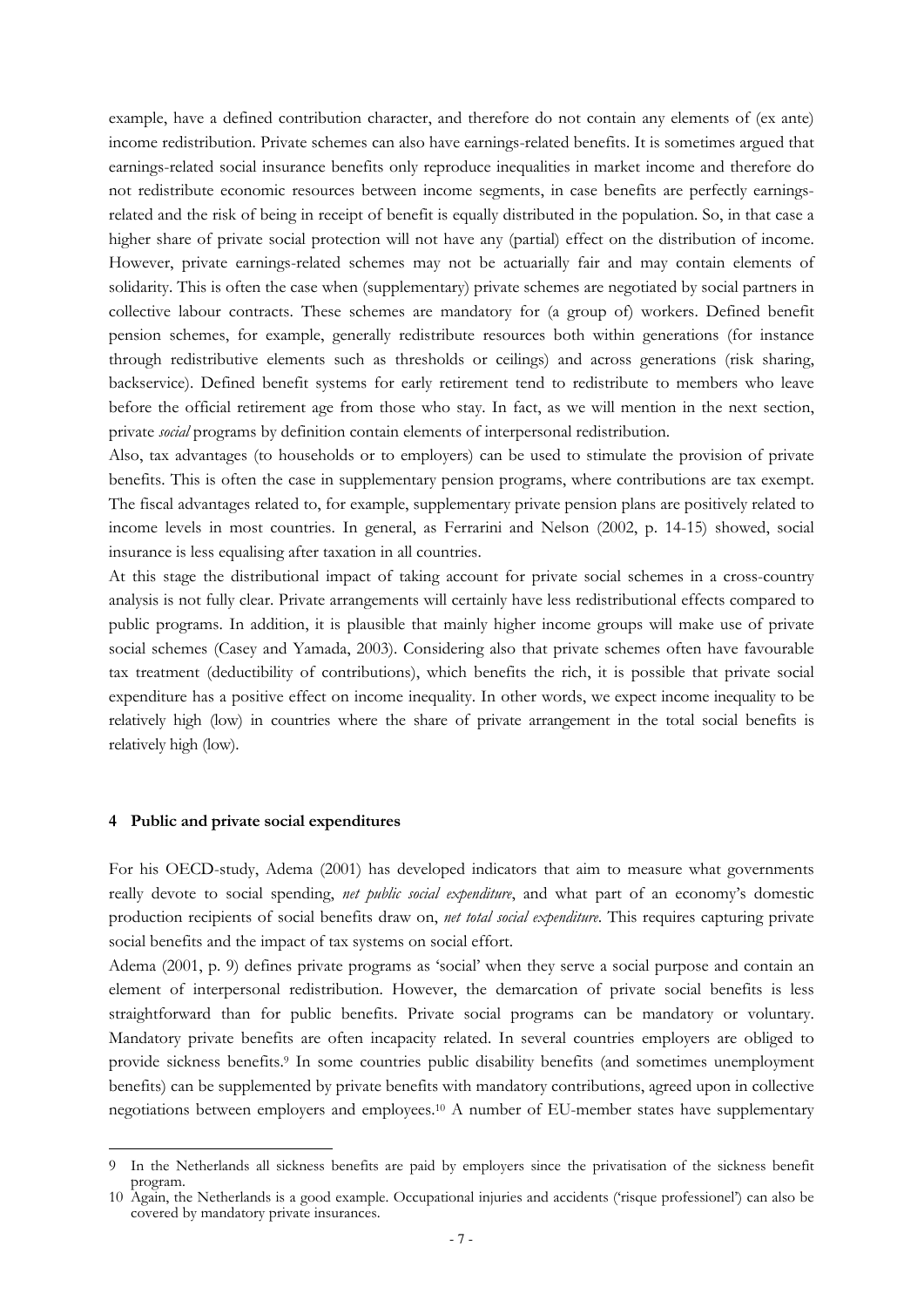example, have a defined contribution character, and therefore do not contain any elements of (ex ante) income redistribution. Private schemes can also have earnings-related benefits. It is sometimes argued that earnings-related social insurance benefits only reproduce inequalities in market income and therefore do not redistribute economic resources between income segments, in case benefits are perfectly earnings-related and the risk of being in receipt of benefit is equally distributed in the population. So, in that case a higher share of private social protection will not have any (partial) effect on the distribution of income. However, private earnings-related schemes may not be actuarially fair and may contain elements of solidarity. This is often the case when (supplementary) private schemes are negotiated by social partners in collective labour contracts. These schemes are mandatory for (a group of) workers. Defined benefit pension schemes, for example, generally redistribute resources both within generations (for instance through redistributive elements such as thresholds or ceilings) and across generations (risk sharing, backservice). Defined benefit systems for early retirement tend to redistribute to members who leave before the official retirement age from those who stay. In fact, as we will mention in the next section, private *social* programs by definition contain elements of interpersonal redistribution.

Also, tax advantages (to households or to employers) can be used to stimulate the provision of private benefits. This is often the case in supplementary pension programs, where contributions are tax exempt. The fiscal advantages related to, for example, supplementary private pension plans are positively related to income levels in most countries. In general, as Ferrarini and Nelson (2002, p. 14-15) showed, social insurance is less equalising after taxation in all countries.

At this stage the distributional impact of taking account for private social schemes in a cross-country analysis is not fully clear. Private arrangements will certainly have less redistributional effects compared to public programs. In addition, it is plausible that mainly higher income groups will make use of private social schemes (Casey and Yamada, 2003). Considering also that private schemes often have favourable tax treatment (deductibility of contributions), which benefits the rich, it is possible that private social expenditure has a positive effect on income inequality. In other words, we expect income inequality to be relatively high (low) in countries where the share of private arrangement in the total social benefits is relatively high (low).

## 4 Public and private social expenditures

For his OECD-study, Adema (2001) has developed indicators that aim to measure what governments really devote to social spending, *net public social expenditure*, and what part of an economy's domestic production recipients of social benefits draw on, *net total social expenditure*. This requires capturing private social benefits and the impact of tax systems on social effort.

Adema (2001, p. 9) defines private programs as 'social' when they serve a social purpose and contain an element of interpersonal redistribution. However, the demarcation of private social benefits is less straightforward than for public benefits. Private social programs can be mandatory or voluntary. Mandatory private benefits are often incapacity related. In several countries employers are obliged to provide sickness benefits.[9] In some countries public disability benefits (and sometimes unemployment benefits) can be supplemented by private benefits with mandatory contributions, agreed upon in collective negotiations between employers and employees.[10] A number of EU-member states have supplementary

---

9 In the Netherlands all sickness benefits are paid by employers since the privatisation of the sickness benefit program.

10 Again, the Netherlands is a good example. Occupational injuries and accidents ('risque professionel') can also be covered by mandatory private insurances.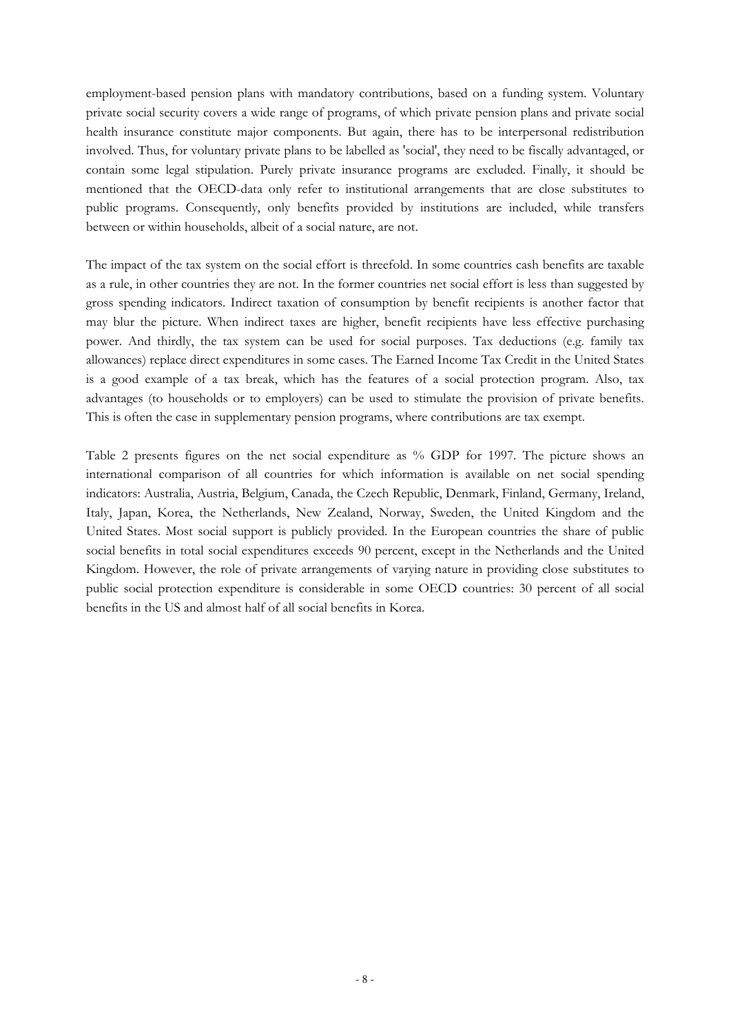employment-based pension plans with mandatory contributions, based on a funding system. Voluntary private social security covers a wide range of programs, of which private pension plans and private social health insurance constitute major components. But again, there has to be interpersonal redistribution involved. Thus, for voluntary private plans to be labelled as 'social', they need to be fiscally advantaged, or contain some legal stipulation. Purely private insurance programs are excluded. Finally, it should be mentioned that the OECD-data only refer to institutional arrangements that are close substitutes to public programs. Consequently, only benefits provided by institutions are included, while transfers between or within households, albeit of a social nature, are not.

The impact of the tax system on the social effort is threefold. In some countries cash benefits are taxable as a rule, in other countries they are not. In the former countries net social effort is less than suggested by gross spending indicators. Indirect taxation of consumption by benefit recipients is another factor that may blur the picture. When indirect taxes are higher, benefit recipients have less effective purchasing power. And thirdly, the tax system can be used for social purposes. Tax deductions (e.g. family tax allowances) replace direct expenditures in some cases. The Earned Income Tax Credit in the United States is a good example of a tax break, which has the features of a social protection program. Also, tax advantages (to households or to employers) can be used to stimulate the provision of private benefits. This is often the case in supplementary pension programs, where contributions are tax exempt.

Table 2 presents figures on the net social expenditure as % GDP for 1997. The picture shows an international comparison of all countries for which information is available on net social spending indicators: Australia, Austria, Belgium, Canada, the Czech Republic, Denmark, Finland, Germany, Ireland, Italy, Japan, Korea, the Netherlands, New Zealand, Norway, Sweden, the United Kingdom and the United States. Most social support is publicly provided. In the European countries the share of public social benefits in total social expenditures exceeds 90 percent, except in the Netherlands and the United Kingdom. However, the role of private arrangements of varying nature in providing close substitutes to public social protection expenditure is considerable in some OECD countries: 30 percent of all social benefits in the US and almost half of all social benefits in Korea.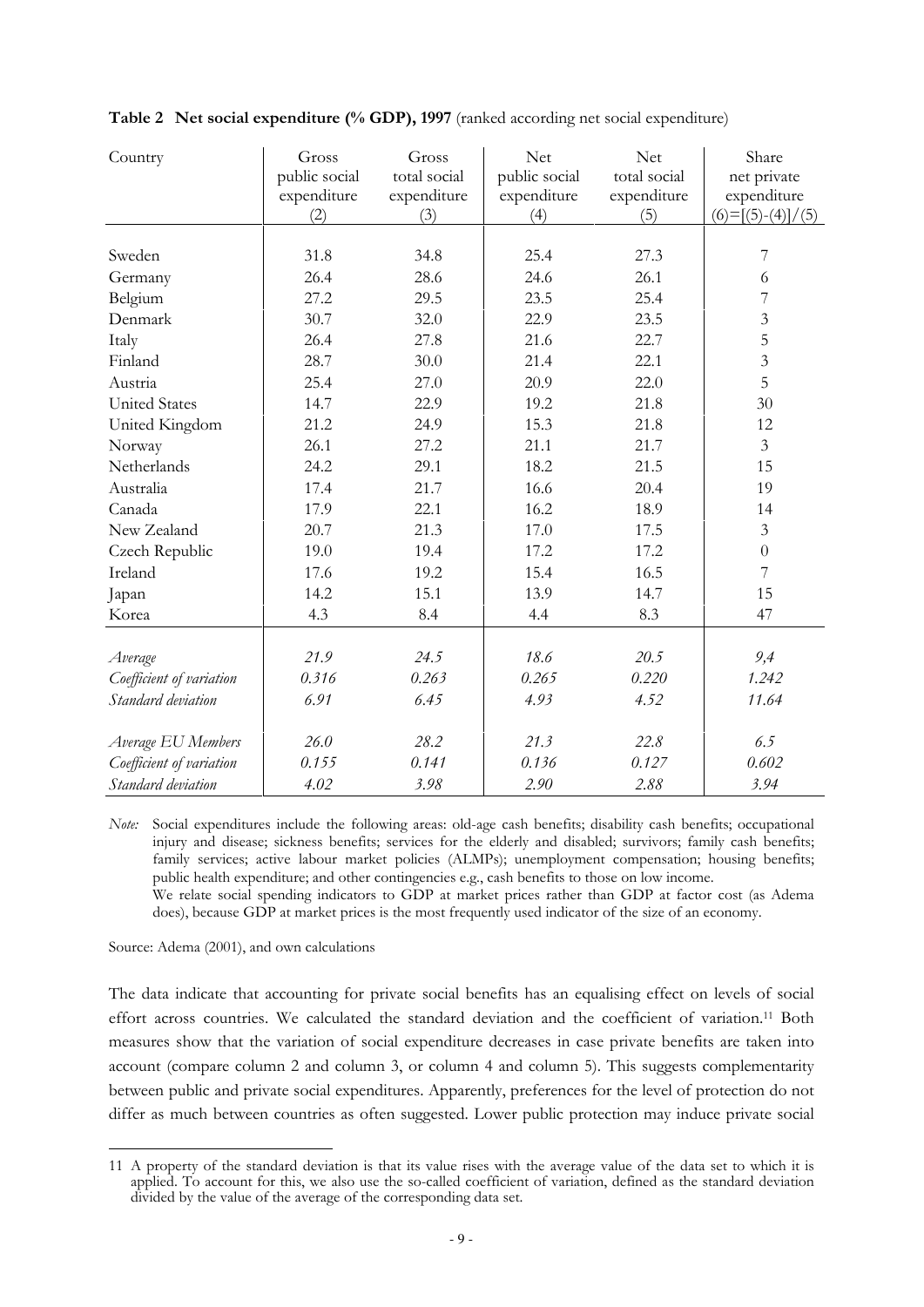**Table 2 Net social expenditure (% GDP), 1997** (ranked according net social expenditure)

| Country | Gross public social expenditure (2) | Gross total social expenditure (3) | Net public social expenditure (4) | Net total social expenditure (5) | Share net private expenditure (6)=[(5)-(4)]/(5) |
|---|---|---|---|---|---|
| Sweden | 31.8 | 34.8 | 25.4 | 27.3 | 7 |
| Germany | 26.4 | 28.6 | 24.6 | 26.1 | 6 |
| Belgium | 27.2 | 29.5 | 23.5 | 25.4 | 7 |
| Denmark | 30.7 | 32.0 | 22.9 | 23.5 | 3 |
| Italy | 26.4 | 27.8 | 21.6 | 22.7 | 5 |
| Finland | 28.7 | 30.0 | 21.4 | 22.1 | 3 |
| Austria | 25.4 | 27.0 | 20.9 | 22.0 | 5 |
| United States | 14.7 | 22.9 | 19.2 | 21.8 | 30 |
| United Kingdom | 21.2 | 24.9 | 15.3 | 21.8 | 12 |
| Norway | 26.1 | 27.2 | 21.1 | 21.7 | 3 |
| Netherlands | 24.2 | 29.1 | 18.2 | 21.5 | 15 |
| Australia | 17.4 | 21.7 | 16.6 | 20.4 | 19 |
| Canada | 17.9 | 22.1 | 16.2 | 18.9 | 14 |
| New Zealand | 20.7 | 21.3 | 17.0 | 17.5 | 3 |
| Czech Republic | 19.0 | 19.4 | 17.2 | 17.2 | 0 |
| Ireland | 17.6 | 19.2 | 15.4 | 16.5 | 7 |
| Japan | 14.2 | 15.1 | 13.9 | 14.7 | 15 |
| Korea | 4.3 | 8.4 | 4.4 | 8.3 | 47 |
| *Average* | *21.9* | *24.5* | *18.6* | *20.5* | *9,4* |
| *Coefficient of variation* | *0.316* | *0.263* | *0.265* | *0.220* | *1.242* |
| *Standard deviation* | *6.91* | *6.45* | *4.93* | *4.52* | *11.64* |
| *Average EU Members* | *26.0* | *28.2* | *21.3* | *22.8* | *6.5* |
| *Coefficient of variation* | *0.155* | *0.141* | *0.136* | *0.127* | *0.602* |
| *Standard deviation* | *4.02* | *3.98* | *2.90* | *2.88* | *3.94* |

*Note:* Social expenditures include the following areas: old-age cash benefits; disability cash benefits; occupational injury and disease; sickness benefits; services for the elderly and disabled; survivors; family cash benefits; family services; active labour market policies (ALMPs); unemployment compensation; housing benefits; public health expenditure; and other contingencies e.g., cash benefits to those on low income.
We relate social spending indicators to GDP at market prices rather than GDP at factor cost (as Adema does), because GDP at market prices is the most frequently used indicator of the size of an economy.

Source: Adema (2001), and own calculations

The data indicate that accounting for private social benefits has an equalising effect on levels of social effort across countries. We calculated the standard deviation and the coefficient of variation.[11] Both measures show that the variation of social expenditure decreases in case private benefits are taken into account (compare column 2 and column 3, or column 4 and column 5). This suggests complementarity between public and private social expenditures. Apparently, preferences for the level of protection do not differ as much between countries as often suggested. Lower public protection may induce private social

11 A property of the standard deviation is that its value rises with the average value of the data set to which it is applied. To account for this, we also use the so-called coefficient of variation, defined as the standard deviation divided by the value of the average of the corresponding data set.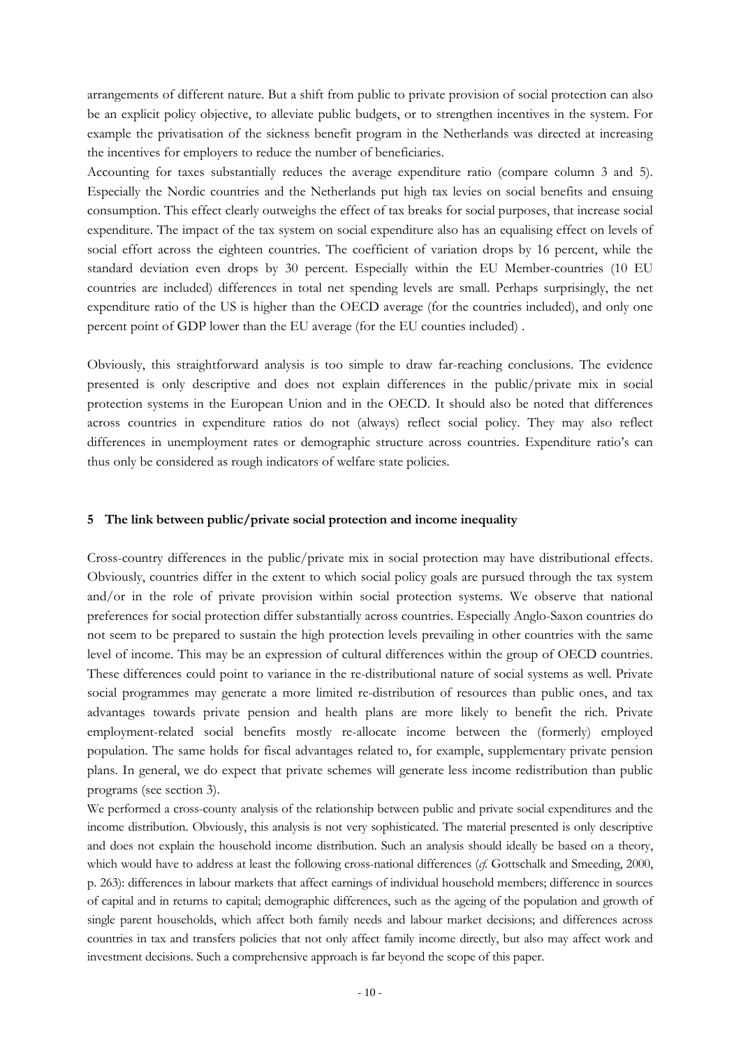arrangements of different nature. But a shift from public to private provision of social protection can also be an explicit policy objective, to alleviate public budgets, or to strengthen incentives in the system. For example the privatisation of the sickness benefit program in the Netherlands was directed at increasing the incentives for employers to reduce the number of beneficiaries.

Accounting for taxes substantially reduces the average expenditure ratio (compare column 3 and 5). Especially the Nordic countries and the Netherlands put high tax levies on social benefits and ensuing consumption. This effect clearly outweighs the effect of tax breaks for social purposes, that increase social expenditure. The impact of the tax system on social expenditure also has an equalising effect on levels of social effort across the eighteen countries. The coefficient of variation drops by 16 percent, while the standard deviation even drops by 30 percent. Especially within the EU Member-countries (10 EU countries are included) differences in total net spending levels are small. Perhaps surprisingly, the net expenditure ratio of the US is higher than the OECD average (for the countries included), and only one percent point of GDP lower than the EU average (for the EU counties included) .

Obviously, this straightforward analysis is too simple to draw far-reaching conclusions. The evidence presented is only descriptive and does not explain differences in the public/private mix in social protection systems in the European Union and in the OECD. It should also be noted that differences across countries in expenditure ratios do not (always) reflect social policy. They may also reflect differences in unemployment rates or demographic structure across countries. Expenditure ratio's can thus only be considered as rough indicators of welfare state policies.

## 5 The link between public/private social protection and income inequality

Cross-country differences in the public/private mix in social protection may have distributional effects. Obviously, countries differ in the extent to which social policy goals are pursued through the tax system and/or in the role of private provision within social protection systems. We observe that national preferences for social protection differ substantially across countries. Especially Anglo-Saxon countries do not seem to be prepared to sustain the high protection levels prevailing in other countries with the same level of income. This may be an expression of cultural differences within the group of OECD countries. These differences could point to variance in the re-distributional nature of social systems as well. Private social programmes may generate a more limited re-distribution of resources than public ones, and tax advantages towards private pension and health plans are more likely to benefit the rich. Private employment-related social benefits mostly re-allocate income between the (formerly) employed population. The same holds for fiscal advantages related to, for example, supplementary private pension plans. In general, we do expect that private schemes will generate less income redistribution than public programs (see section 3).

We performed a cross-county analysis of the relationship between public and private social expenditures and the income distribution. Obviously, this analysis is not very sophisticated. The material presented is only descriptive and does not explain the household income distribution. Such an analysis should ideally be based on a theory, which would have to address at least the following cross-national differences (*cf.* Gottschalk and Smeeding, 2000, p. 263): differences in labour markets that affect earnings of individual household members; difference in sources of capital and in returns to capital; demographic differences, such as the ageing of the population and growth of single parent households, which affect both family needs and labour market decisions; and differences across countries in tax and transfers policies that not only affect family income directly, but also may affect work and investment decisions. Such a comprehensive approach is far beyond the scope of this paper.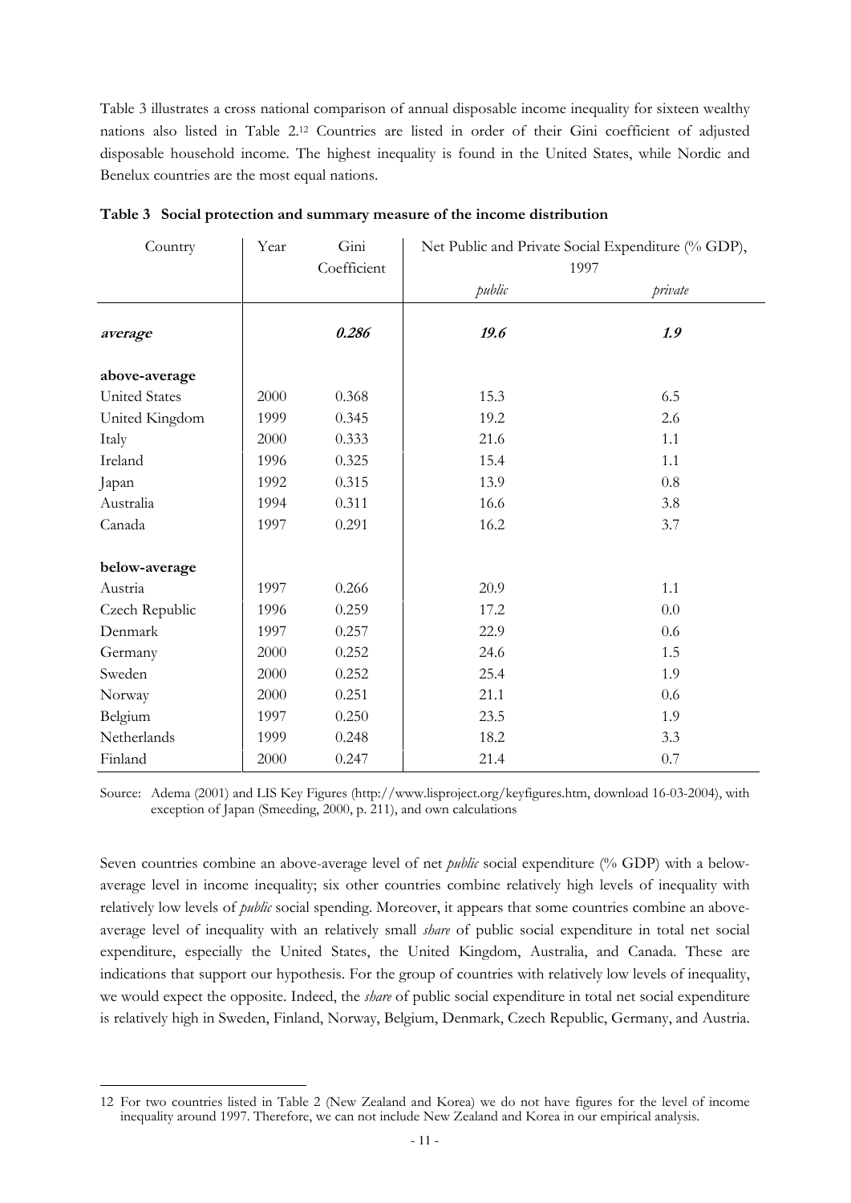Table 3 illustrates a cross national comparison of annual disposable income inequality for sixteen wealthy nations also listed in Table 2.[12] Countries are listed in order of their Gini coefficient of adjusted disposable household income. The highest inequality is found in the United States, while Nordic and Benelux countries are the most equal nations.

**Table 3 Social protection and summary measure of the income distribution**

| Country | Year | Gini Coefficient | Net Public and Private Social Expenditure (% GDP), 1997 | |
|---|---|---|---|---|
| | | | *public* | *private* |
| ***average*** | | ***0.286*** | ***19.6*** | ***1.9*** |
| **above-average** | | | | |
| United States | 2000 | 0.368 | 15.3 | 6.5 |
| United Kingdom | 1999 | 0.345 | 19.2 | 2.6 |
| Italy | 2000 | 0.333 | 21.6 | 1.1 |
| Ireland | 1996 | 0.325 | 15.4 | 1.1 |
| Japan | 1992 | 0.315 | 13.9 | 0.8 |
| Australia | 1994 | 0.311 | 16.6 | 3.8 |
| Canada | 1997 | 0.291 | 16.2 | 3.7 |
| **below-average** | | | | |
| Austria | 1997 | 0.266 | 20.9 | 1.1 |
| Czech Republic | 1996 | 0.259 | 17.2 | 0.0 |
| Denmark | 1997 | 0.257 | 22.9 | 0.6 |
| Germany | 2000 | 0.252 | 24.6 | 1.5 |
| Sweden | 2000 | 0.252 | 25.4 | 1.9 |
| Norway | 2000 | 0.251 | 21.1 | 0.6 |
| Belgium | 1997 | 0.250 | 23.5 | 1.9 |
| Netherlands | 1999 | 0.248 | 18.2 | 3.3 |
| Finland | 2000 | 0.247 | 21.4 | 0.7 |

Source: Adema (2001) and LIS Key Figures (http://www.lisproject.org/keyfigures.htm, download 16-03-2004), with exception of Japan (Smeeding, 2000, p. 211), and own calculations

Seven countries combine an above-average level of net *public* social expenditure (% GDP) with a below-average level in income inequality; six other countries combine relatively high levels of inequality with relatively low levels of *public* social spending. Moreover, it appears that some countries combine an above-average level of inequality with an relatively small *share* of public social expenditure in total net social expenditure, especially the United States, the United Kingdom, Australia, and Canada. These are indications that support our hypothesis. For the group of countries with relatively low levels of inequality, we would expect the opposite. Indeed, the *share* of public social expenditure in total net social expenditure is relatively high in Sweden, Finland, Norway, Belgium, Denmark, Czech Republic, Germany, and Austria.

12 For two countries listed in Table 2 (New Zealand and Korea) we do not have figures for the level of income inequality around 1997. Therefore, we can not include New Zealand and Korea in our empirical analysis.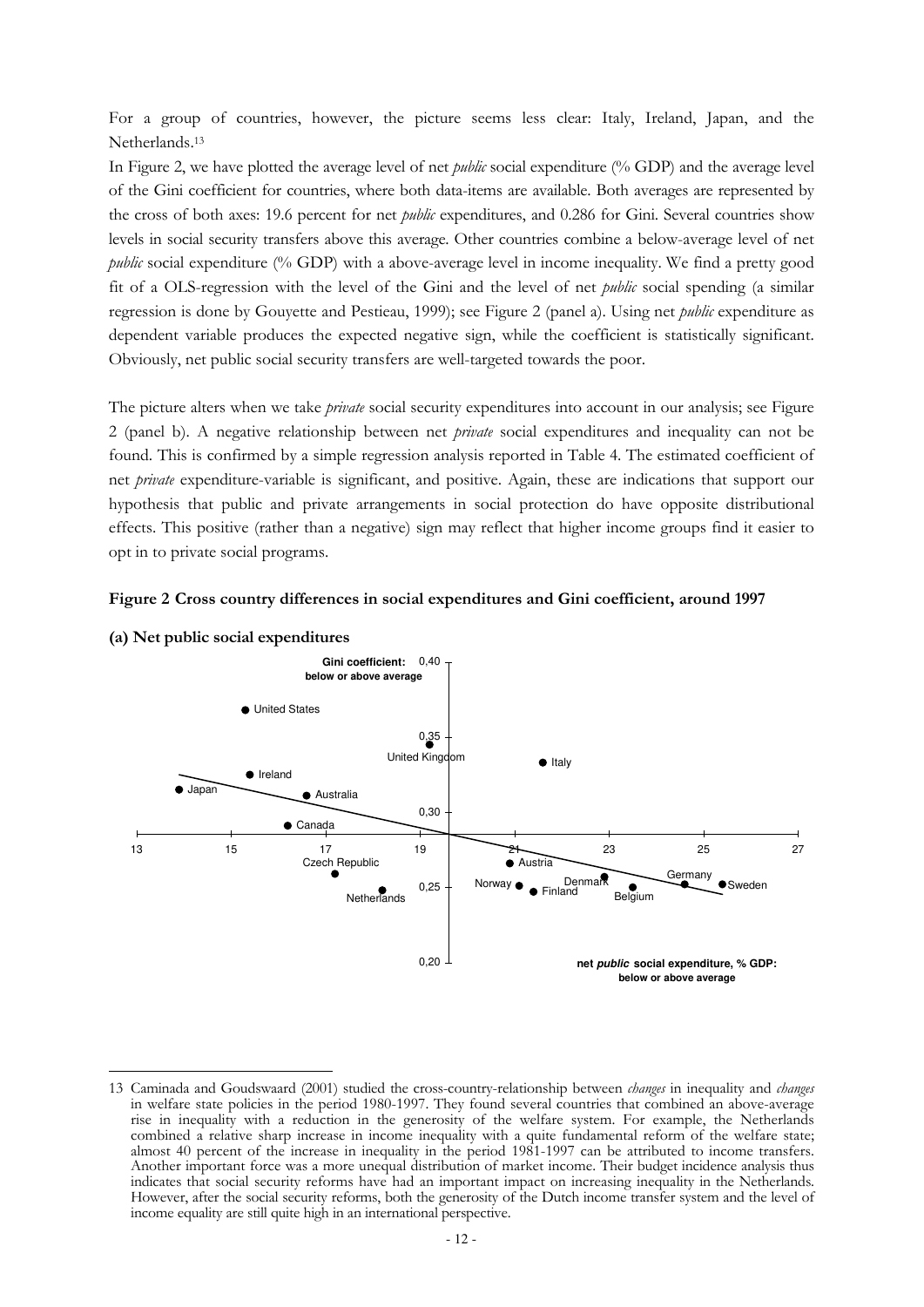For a group of countries, however, the picture seems less clear: Italy, Ireland, Japan, and the Netherlands.[13]

In Figure 2, we have plotted the average level of net *public* social expenditure (% GDP) and the average level of the Gini coefficient for countries, where both data-items are available. Both averages are represented by the cross of both axes: 19.6 percent for net *public* expenditures, and 0.286 for Gini. Several countries show levels in social security transfers above this average. Other countries combine a below-average level of net *public* social expenditure (% GDP) with a above-average level in income inequality. We find a pretty good fit of a OLS-regression with the level of the Gini and the level of net *public* social spending (a similar regression is done by Gouyette and Pestieau, 1999); see Figure 2 (panel a). Using net *public* expenditure as dependent variable produces the expected negative sign, while the coefficient is statistically significant. Obviously, net public social security transfers are well-targeted towards the poor.

The picture alters when we take *private* social security expenditures into account in our analysis; see Figure 2 (panel b). A negative relationship between net *private* social expenditures and inequality can not be found. This is confirmed by a simple regression analysis reported in Table 4. The estimated coefficient of net *private* expenditure-variable is significant, and positive. Again, these are indications that support our hypothesis that public and private arrangements in social protection do have opposite distributional effects. This positive (rather than a negative) sign may reflect that higher income groups find it easier to opt in to private social programs.

**Figure 2 Cross country differences in social expenditures and Gini coefficient, around 1997**

**(a) Net public social expenditures**

Gini coefficient: below or above average

net *public* social expenditure, % GDP: below or above average

United States, United Kingdom, Italy, Ireland, Japan, Australia, Canada, Czech Republic, Netherlands, Austria, Norway, Finland, Denmark, Belgium, Germany, Sweden

13 Caminada and Goudswaard (2001) studied the cross-country-relationship between *changes* in inequality and *changes* in welfare state policies in the period 1980-1997. They found several countries that combined an above-average rise in inequality with a reduction in the generosity of the welfare system. For example, the Netherlands combined a relative sharp increase in income inequality with a quite fundamental reform of the welfare state; almost 40 percent of the increase in inequality in the period 1981-1997 can be attributed to income transfers. Another important force was a more unequal distribution of market income. Their budget incidence analysis thus indicates that social security reforms have had an important impact on increasing inequality in the Netherlands. However, after the social security reforms, both the generosity of the Dutch income transfer system and the level of income equality are still quite high in an international perspective.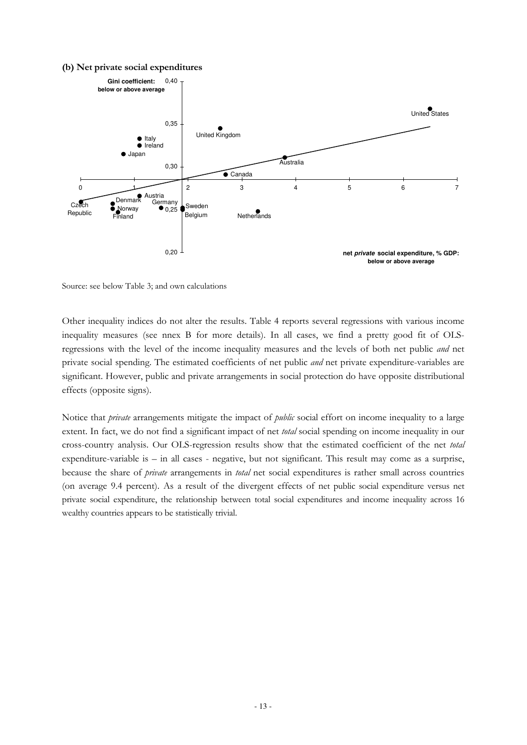**(b) Net private social expenditures**

Source: see below Table 3; and own calculations

Other inequality indices do not alter the results. Table 4 reports several regressions with various income inequality measures (see nnex B for more details). In all cases, we find a pretty good fit of OLS-regressions with the level of the income inequality measures and the levels of both net public *and* net private social spending. The estimated coefficients of net public *and* net private expenditure-variables are significant. However, public and private arrangements in social protection do have opposite distributional effects (opposite signs).

Notice that *private* arrangements mitigate the impact of *public* social effort on income inequality to a large extent. In fact, we do not find a significant impact of net *total* social spending on income inequality in our cross-country analysis. Our OLS-regression results show that the estimated coefficient of the net *total* expenditure-variable is – in all cases - negative, but not significant. This result may come as a surprise, because the share of *private* arrangements in *total* net social expenditures is rather small across countries (on average 9.4 percent). As a result of the divergent effects of net public social expenditure versus net private social expenditure, the relationship between total social expenditures and income inequality across 16 wealthy countries appears to be statistically trivial.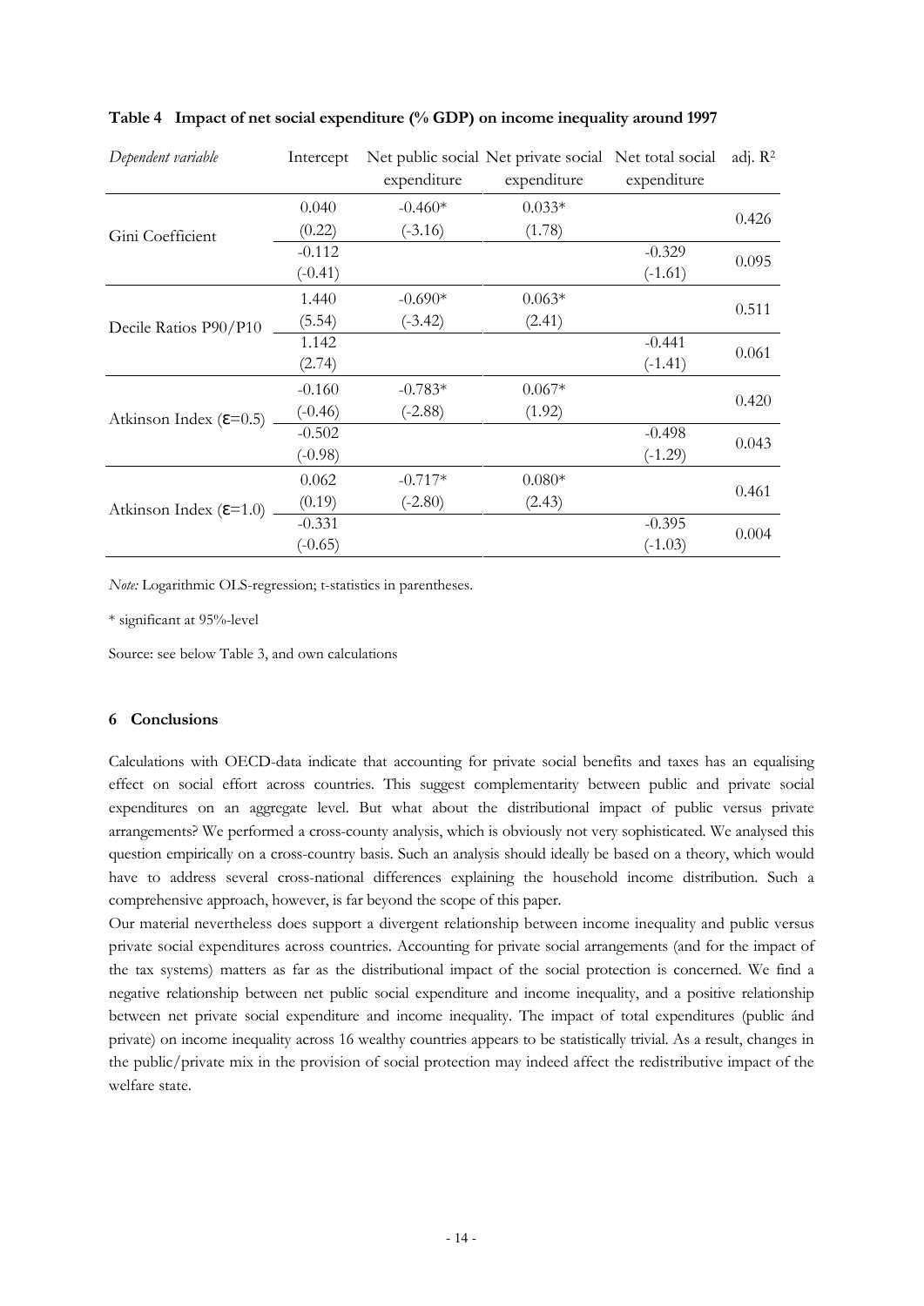**Table 4 Impact of net social expenditure (% GDP) on income inequality around 1997**

| *Dependent variable* | Intercept | Net public social expenditure | Net private social expenditure | Net total social expenditure | adj. $R^2$ |
|---|---|---|---|---|---|
| Gini Coefficient | 0.040 | -0.460* | 0.033* | | 0.426 |
| | (0.22) | (-3.16) | (1.78) | | |
| | -0.112 | | | -0.329 | 0.095 |
| | (-0.41) | | | (-1.61) | |
| Decile Ratios P90/P10 | 1.440 | -0.690* | 0.063* | | 0.511 |
| | (5.54) | (-3.42) | (2.41) | | |
| | 1.142 | | | -0.441 | 0.061 |
| | (2.74) | | | (-1.41) | |
| Atkinson Index ($\varepsilon$=0.5) | -0.160 | -0.783* | 0.067* | | 0.420 |
| | (-0.46) | (-2.88) | (1.92) | | |
| | -0.502 | | | -0.498 | 0.043 |
| | (-0.98) | | | (-1.29) | |
| Atkinson Index ($\varepsilon$=1.0) | 0.062 | -0.717* | 0.080* | | 0.461 |
| | (0.19) | (-2.80) | (2.43) | | |
| | -0.331 | | | -0.395 | 0.004 |
| | (-0.65) | | | (-1.03) | |

*Note:* Logarithmic OLS-regression; t-statistics in parentheses.

* significant at 95%-level

Source: see below Table 3, and own calculations

### 6 Conclusions

Calculations with OECD-data indicate that accounting for private social benefits and taxes has an equalising effect on social effort across countries. This suggest complementarity between public and private social expenditures on an aggregate level. But what about the distributional impact of public versus private arrangements? We performed a cross-county analysis, which is obviously not very sophisticated. We analysed this question empirically on a cross-country basis. Such an analysis should ideally be based on a theory, which would have to address several cross-national differences explaining the household income distribution. Such a comprehensive approach, however, is far beyond the scope of this paper.

Our material nevertheless does support a divergent relationship between income inequality and public versus private social expenditures across countries. Accounting for private social arrangements (and for the impact of the tax systems) matters as far as the distributional impact of the social protection is concerned. We find a negative relationship between net public social expenditure and income inequality, and a positive relationship between net private social expenditure and income inequality. The impact of total expenditures (public ánd private) on income inequality across 16 wealthy countries appears to be statistically trivial. As a result, changes in the public/private mix in the provision of social protection may indeed affect the redistributive impact of the welfare state.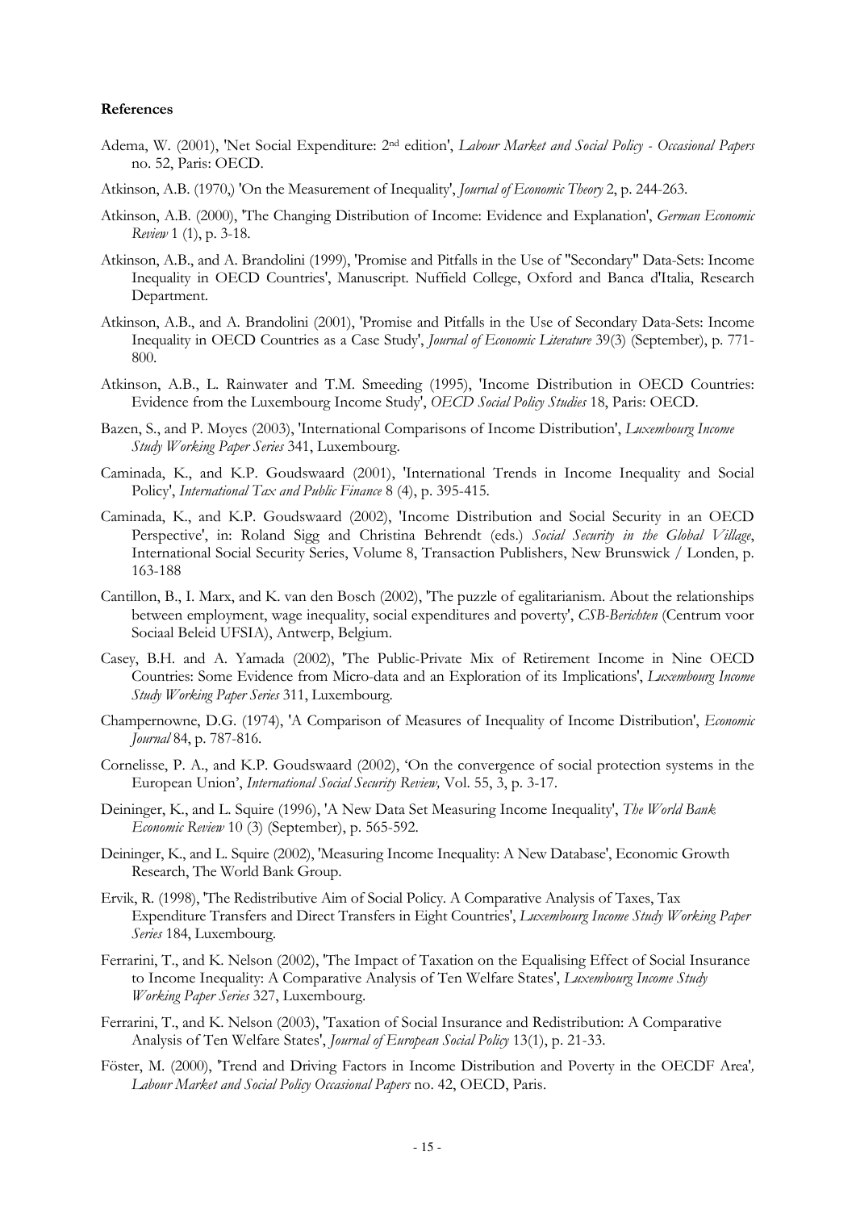**References**

Adema, W. (2001), 'Net Social Expenditure: 2nd edition', *Labour Market and Social Policy - Occasional Papers* no. 52, Paris: OECD.

Atkinson, A.B. (1970,) 'On the Measurement of Inequality', *Journal of Economic Theory* 2, p. 244-263.

Atkinson, A.B. (2000), 'The Changing Distribution of Income: Evidence and Explanation', *German Economic Review* 1 (1), p. 3-18.

Atkinson, A.B., and A. Brandolini (1999), 'Promise and Pitfalls in the Use of "Secondary" Data-Sets: Income Inequality in OECD Countries', Manuscript. Nuffield College, Oxford and Banca d'Italia, Research Department.

Atkinson, A.B., and A. Brandolini (2001), 'Promise and Pitfalls in the Use of Secondary Data-Sets: Income Inequality in OECD Countries as a Case Study', *Journal of Economic Literature* 39(3) (September), p. 771-800.

Atkinson, A.B., L. Rainwater and T.M. Smeeding (1995), 'Income Distribution in OECD Countries: Evidence from the Luxembourg Income Study', *OECD Social Policy Studies* 18, Paris: OECD.

Bazen, S., and P. Moyes (2003), 'International Comparisons of Income Distribution', *Luxembourg Income Study Working Paper Series* 341, Luxembourg.

Caminada, K., and K.P. Goudswaard (2001), 'International Trends in Income Inequality and Social Policy', *International Tax and Public Finance* 8 (4), p. 395-415.

Caminada, K., and K.P. Goudswaard (2002), 'Income Distribution and Social Security in an OECD Perspective', in: Roland Sigg and Christina Behrendt (eds.) *Social Security in the Global Village*, International Social Security Series, Volume 8, Transaction Publishers, New Brunswick / Londen, p. 163-188

Cantillon, B., I. Marx, and K. van den Bosch (2002), 'The puzzle of egalitarianism. About the relationships between employment, wage inequality, social expenditures and poverty', *CSB-Berichten* (Centrum voor Sociaal Beleid UFSIA), Antwerp, Belgium.

Casey, B.H. and A. Yamada (2002), 'The Public-Private Mix of Retirement Income in Nine OECD Countries: Some Evidence from Micro-data and an Exploration of its Implications', *Luxembourg Income Study Working Paper Series* 311, Luxembourg.

Champernowne, D.G. (1974), 'A Comparison of Measures of Inequality of Income Distribution', *Economic Journal* 84, p. 787-816.

Cornelisse, P. A., and K.P. Goudswaard (2002), 'On the convergence of social protection systems in the European Union', *International Social Security Review,* Vol. 55, 3, p. 3-17.

Deininger, K., and L. Squire (1996), 'A New Data Set Measuring Income Inequality', *The World Bank Economic Review* 10 (3) (September), p. 565-592.

Deininger, K., and L. Squire (2002), 'Measuring Income Inequality: A New Database', Economic Growth Research, The World Bank Group.

Ervik, R. (1998), 'The Redistributive Aim of Social Policy. A Comparative Analysis of Taxes, Tax Expenditure Transfers and Direct Transfers in Eight Countries', *Luxembourg Income Study Working Paper Series* 184, Luxembourg.

Ferrarini, T., and K. Nelson (2002), 'The Impact of Taxation on the Equalising Effect of Social Insurance to Income Inequality: A Comparative Analysis of Ten Welfare States', *Luxembourg Income Study Working Paper Series* 327, Luxembourg.

Ferrarini, T., and K. Nelson (2003), 'Taxation of Social Insurance and Redistribution: A Comparative Analysis of Ten Welfare States', *Journal of European Social Policy* 13(1), p. 21-33.

Föster, M. (2000), 'Trend and Driving Factors in Income Distribution and Poverty in the OECDF Area', *Labour Market and Social Policy Occasional Papers* no. 42, OECD, Paris.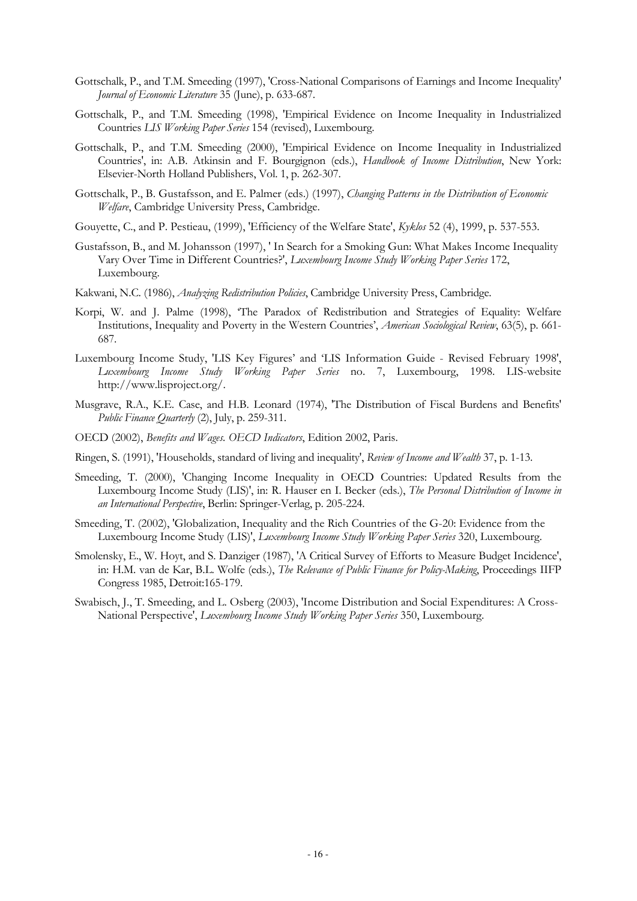Gottschalk, P., and T.M. Smeeding (1997), 'Cross-National Comparisons of Earnings and Income Inequality' *Journal of Economic Literature* 35 (June), p. 633-687.

Gottschalk, P., and T.M. Smeeding (1998), 'Empirical Evidence on Income Inequality in Industrialized Countries *LIS Working Paper Series* 154 (revised), Luxembourg.

Gottschalk, P., and T.M. Smeeding (2000), 'Empirical Evidence on Income Inequality in Industrialized Countries', in: A.B. Atkinsin and F. Bourgignon (eds.), *Handbook of Income Distribution*, New York: Elsevier-North Holland Publishers, Vol. 1, p. 262-307.

Gottschalk, P., B. Gustafsson, and E. Palmer (eds.) (1997), *Changing Patterns in the Distribution of Economic Welfare*, Cambridge University Press, Cambridge.

Gouyette, C., and P. Pestieau, (1999), 'Efficiency of the Welfare State', *Kyklos* 52 (4), 1999, p. 537-553.

Gustafsson, B., and M. Johansson (1997), ' In Search for a Smoking Gun: What Makes Income Inequality Vary Over Time in Different Countries?', *Luxembourg Income Study Working Paper Series* 172, Luxembourg.

Kakwani, N.C. (1986), *Analyzing Redistribution Policies*, Cambridge University Press, Cambridge.

Korpi, W. and J. Palme (1998), 'The Paradox of Redistribution and Strategies of Equality: Welfare Institutions, Inequality and Poverty in the Western Countries', *American Sociological Review*, 63(5), p. 661-687.

Luxembourg Income Study, 'LIS Key Figures' and 'LIS Information Guide - Revised February 1998', *Luxembourg Income Study Working Paper Series* no. 7, Luxembourg, 1998. LIS-website http://www.lisproject.org/.

Musgrave, R.A., K.E. Case, and H.B. Leonard (1974), 'The Distribution of Fiscal Burdens and Benefits' *Public Finance Quarterly* (2), July, p. 259-311.

OECD (2002), *Benefits and Wages. OECD Indicators*, Edition 2002, Paris.

Ringen, S. (1991), 'Households, standard of living and inequality', *Review of Income and Wealth* 37, p. 1-13.

Smeeding, T. (2000), 'Changing Income Inequality in OECD Countries: Updated Results from the Luxembourg Income Study (LIS)', in: R. Hauser en I. Becker (eds.), *The Personal Distribution of Income in an International Perspective*, Berlin: Springer-Verlag, p. 205-224.

Smeeding, T. (2002), 'Globalization, Inequality and the Rich Countries of the G-20: Evidence from the Luxembourg Income Study (LIS)', *Luxembourg Income Study Working Paper Series* 320, Luxembourg.

Smolensky, E., W. Hoyt, and S. Danziger (1987), 'A Critical Survey of Efforts to Measure Budget Incidence', in: H.M. van de Kar, B.L. Wolfe (eds.), *The Relevance of Public Finance for Policy-Making*, Proceedings IIFP Congress 1985, Detroit:165-179.

Swabisch, J., T. Smeeding, and L. Osberg (2003), 'Income Distribution and Social Expenditures: A Cross-National Perspective', *Luxembourg Income Study Working Paper Series* 350, Luxembourg.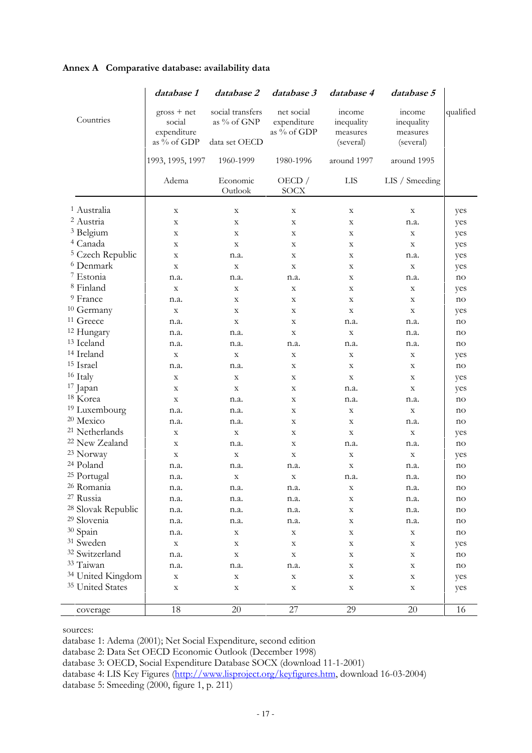**Annex A Comparative database: availability data**

| Countries | *database 1* | *database 2* | *database 3* | *database 4* | *database 5* | qualified |
|---|---|---|---|---|---|---|
| | gross + net social expenditure as % of GDP | social transfers as % of GNP data set OECD | net social expenditure as % of GDP | income inequality measures (several) | income inequality measures (several) | |
| | 1993, 1995, 1997 | 1960-1999 | 1980-1996 | around 1997 | around 1995 | |
| | Adema | Economic Outlook | OECD / SOCX | LIS | LIS / Smeeding | |
| 1 Australia | x | x | x | x | x | yes |
| 2 Austria | x | x | x | x | n.a. | yes |
| 3 Belgium | x | x | x | x | x | yes |
| 4 Canada | x | x | x | x | x | yes |
| 5 Czech Republic | x | n.a. | x | x | n.a. | yes |
| 6 Denmark | x | x | x | x | x | yes |
| 7 Estonia | n.a. | n.a. | n.a. | x | n.a. | no |
| 8 Finland | x | x | x | x | x | yes |
| 9 France | n.a. | x | x | x | x | no |
| 10 Germany | x | x | x | x | x | yes |
| 11 Greece | n.a. | x | x | n.a. | n.a. | no |
| 12 Hungary | n.a. | n.a. | x | x | n.a. | no |
| 13 Iceland | n.a. | n.a. | n.a. | n.a. | n.a. | no |
| 14 Ireland | x | x | x | x | x | yes |
| 15 Israel | n.a. | n.a. | x | x | x | no |
| 16 Italy | x | x | x | x | x | yes |
| 17 Japan | x | x | x | n.a. | x | yes |
| 18 Korea | x | n.a. | x | n.a. | n.a. | no |
| 19 Luxembourg | n.a. | n.a. | x | x | x | no |
| 20 Mexico | n.a. | n.a. | x | x | n.a. | no |
| 21 Netherlands | x | x | x | x | x | yes |
| 22 New Zealand | x | n.a. | x | n.a. | n.a. | no |
| 23 Norway | x | x | x | x | x | yes |
| 24 Poland | n.a. | n.a. | n.a. | x | n.a. | no |
| 25 Portugal | n.a. | x | x | n.a. | n.a. | no |
| 26 Romania | n.a. | n.a. | n.a. | x | n.a. | no |
| 27 Russia | n.a. | n.a. | n.a. | x | n.a. | no |
| 28 Slovak Republic | n.a. | n.a. | n.a. | x | n.a. | no |
| 29 Slovenia | n.a. | n.a. | n.a. | x | n.a. | no |
| 30 Spain | n.a. | x | x | x | x | no |
| 31 Sweden | x | x | x | x | x | yes |
| 32 Switzerland | n.a. | x | x | x | x | no |
| 33 Taiwan | n.a. | n.a. | n.a. | x | x | no |
| 34 United Kingdom | x | x | x | x | x | yes |
| 35 United States | x | x | x | x | x | yes |
| coverage | 18 | 20 | 27 | 29 | 20 | 16 |

sources:
database 1: Adema (2001); Net Social Expenditure, second edition
database 2: Data Set OECD Economic Outlook (December 1998)
database 3: OECD, Social Expenditure Database SOCX (download 11-1-2001)
database 4: LIS Key Figures (http://www.lisproject.org/keyfigures.htm, download 16-03-2004)
database 5: Smeeding (2000, figure 1, p. 211)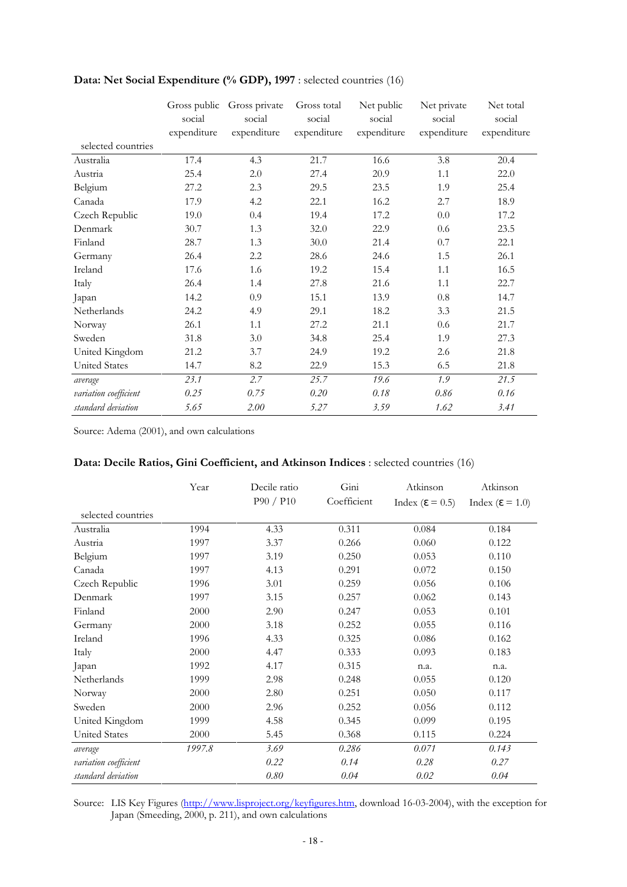**Data: Net Social Expenditure (% GDP), 1997** : selected countries (16)

| selected countries | Gross public social expenditure | Gross private social expenditure | Gross total social expenditure | Net public social expenditure | Net private social expenditure | Net total social expenditure |
|---|---|---|---|---|---|---|
| Australia | 17.4 | 4.3 | 21.7 | 16.6 | 3.8 | 20.4 |
| Austria | 25.4 | 2.0 | 27.4 | 20.9 | 1.1 | 22.0 |
| Belgium | 27.2 | 2.3 | 29.5 | 23.5 | 1.9 | 25.4 |
| Canada | 17.9 | 4.2 | 22.1 | 16.2 | 2.7 | 18.9 |
| Czech Republic | 19.0 | 0.4 | 19.4 | 17.2 | 0.0 | 17.2 |
| Denmark | 30.7 | 1.3 | 32.0 | 22.9 | 0.6 | 23.5 |
| Finland | 28.7 | 1.3 | 30.0 | 21.4 | 0.7 | 22.1 |
| Germany | 26.4 | 2.2 | 28.6 | 24.6 | 1.5 | 26.1 |
| Ireland | 17.6 | 1.6 | 19.2 | 15.4 | 1.1 | 16.5 |
| Italy | 26.4 | 1.4 | 27.8 | 21.6 | 1.1 | 22.7 |
| Japan | 14.2 | 0.9 | 15.1 | 13.9 | 0.8 | 14.7 |
| Netherlands | 24.2 | 4.9 | 29.1 | 18.2 | 3.3 | 21.5 |
| Norway | 26.1 | 1.1 | 27.2 | 21.1 | 0.6 | 21.7 |
| Sweden | 31.8 | 3.0 | 34.8 | 25.4 | 1.9 | 27.3 |
| United Kingdom | 21.2 | 3.7 | 24.9 | 19.2 | 2.6 | 21.8 |
| United States | 14.7 | 8.2 | 22.9 | 15.3 | 6.5 | 21.8 |
| *average* | *23.1* | *2.7* | *25.7* | *19.6* | *1.9* | *21.5* |
| *variation coefficient* | *0.25* | *0.75* | *0.20* | *0.18* | *0.86* | *0.16* |
| *standard deviation* | *5.65* | *2.00* | *5.27* | *3.59* | *1.62* | *3.41* |

Source: Adema (2001), and own calculations

**Data: Decile Ratios, Gini Coefficient, and Atkinson Indices** : selected countries (16)

| selected countries | Year | Decile ratio P90 / P10 | Gini Coefficient | Atkinson Index ($\varepsilon = 0.5$) | Atkinson Index ($\varepsilon = 1.0$) |
|---|---|---|---|---|---|
| Australia | 1994 | 4.33 | 0.311 | 0.084 | 0.184 |
| Austria | 1997 | 3.37 | 0.266 | 0.060 | 0.122 |
| Belgium | 1997 | 3.19 | 0.250 | 0.053 | 0.110 |
| Canada | 1997 | 4.13 | 0.291 | 0.072 | 0.150 |
| Czech Republic | 1996 | 3.01 | 0.259 | 0.056 | 0.106 |
| Denmark | 1997 | 3.15 | 0.257 | 0.062 | 0.143 |
| Finland | 2000 | 2.90 | 0.247 | 0.053 | 0.101 |
| Germany | 2000 | 3.18 | 0.252 | 0.055 | 0.116 |
| Ireland | 1996 | 4.33 | 0.325 | 0.086 | 0.162 |
| Italy | 2000 | 4.47 | 0.333 | 0.093 | 0.183 |
| Japan | 1992 | 4.17 | 0.315 | n.a. | n.a. |
| Netherlands | 1999 | 2.98 | 0.248 | 0.055 | 0.120 |
| Norway | 2000 | 2.80 | 0.251 | 0.050 | 0.117 |
| Sweden | 2000 | 2.96 | 0.252 | 0.056 | 0.112 |
| United Kingdom | 1999 | 4.58 | 0.345 | 0.099 | 0.195 |
| United States | 2000 | 5.45 | 0.368 | 0.115 | 0.224 |
| *average* | *1997.8* | *3.69* | *0.286* | *0.071* | *0.143* |
| *variation coefficient* | | *0.22* | *0.14* | *0.28* | *0.27* |
| *standard deviation* | | *0.80* | *0.04* | *0.02* | *0.04* |

Source: LIS Key Figures (http://www.lisproject.org/keyfigures.htm, download 16-03-2004), with the exception for Japan (Smeeding, 2000, p. 211), and own calculations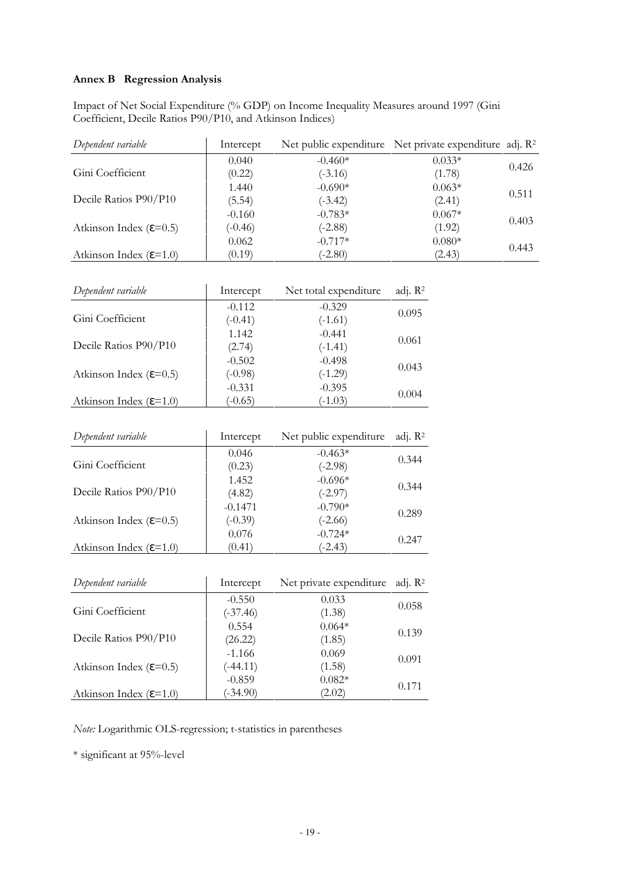### Annex B Regression Analysis

Impact of Net Social Expenditure (% GDP) on Income Inequality Measures around 1997 (Gini Coefficient, Decile Ratios P90/P10, and Atkinson Indices)

| *Dependent variable* | Intercept | Net public expenditure | Net private expenditure | adj. $R^2$ |
|---|---|---|---|---|
| Gini Coefficient | 0.040<br>(0.22) | -0.460*<br>(-3.16) | 0.033*<br>(1.78) | 0.426 |
| Decile Ratios P90/P10 | 1.440<br>(5.54) | -0.690*<br>(-3.42) | 0.063*<br>(2.41) | 0.511 |
| Atkinson Index ($\varepsilon$=0.5) | -0.160<br>(-0.46) | -0.783*<br>(-2.88) | 0.067*<br>(1.92) | 0.403 |
| Atkinson Index ($\varepsilon$=1.0) | 0.062<br>(0.19) | -0.717*<br>(-2.80) | 0.080*<br>(2.43) | 0.443 |

| *Dependent variable* | Intercept | Net total expenditure | adj. $R^2$ |
|---|---|---|---|
| Gini Coefficient | -0.112<br>(-0.41) | -0.329<br>(-1.61) | 0.095 |
| Decile Ratios P90/P10 | 1.142<br>(2.74) | -0.441<br>(-1.41) | 0.061 |
| Atkinson Index ($\varepsilon$=0.5) | -0.502<br>(-0.98) | -0.498<br>(-1.29) | 0.043 |
| Atkinson Index ($\varepsilon$=1.0) | -0.331<br>(-0.65) | -0.395<br>(-1.03) | 0.004 |

| *Dependent variable* | Intercept | Net public expenditure | adj. $R^2$ |
|---|---|---|---|
| Gini Coefficient | 0.046<br>(0.23) | -0.463*<br>(-2.98) | 0.344 |
| Decile Ratios P90/P10 | 1.452<br>(4.82) | -0.696*<br>(-2.97) | 0.344 |
| Atkinson Index ($\varepsilon$=0.5) | -0.1471<br>(-0.39) | -0.790*<br>(-2.66) | 0.289 |
| Atkinson Index ($\varepsilon$=1.0) | 0.076<br>(0.41) | -0.724*<br>(-2.43) | 0.247 |

| *Dependent variable* | Intercept | Net private expenditure | adj. $R^2$ |
|---|---|---|---|
| Gini Coefficient | -0.550<br>(-37.46) | 0.033<br>(1.38) | 0.058 |
| Decile Ratios P90/P10 | 0.554<br>(26.22) | 0.064*<br>(1.85) | 0.139 |
| Atkinson Index ($\varepsilon$=0.5) | -1.166<br>(-44.11) | 0.069<br>(1.58) | 0.091 |
| Atkinson Index ($\varepsilon$=1.0) | -0.859<br>(-34.90) | 0.082*<br>(2.02) | 0.171 |

*Note:* Logarithmic OLS-regression; t-statistics in parentheses

\* significant at 95%-level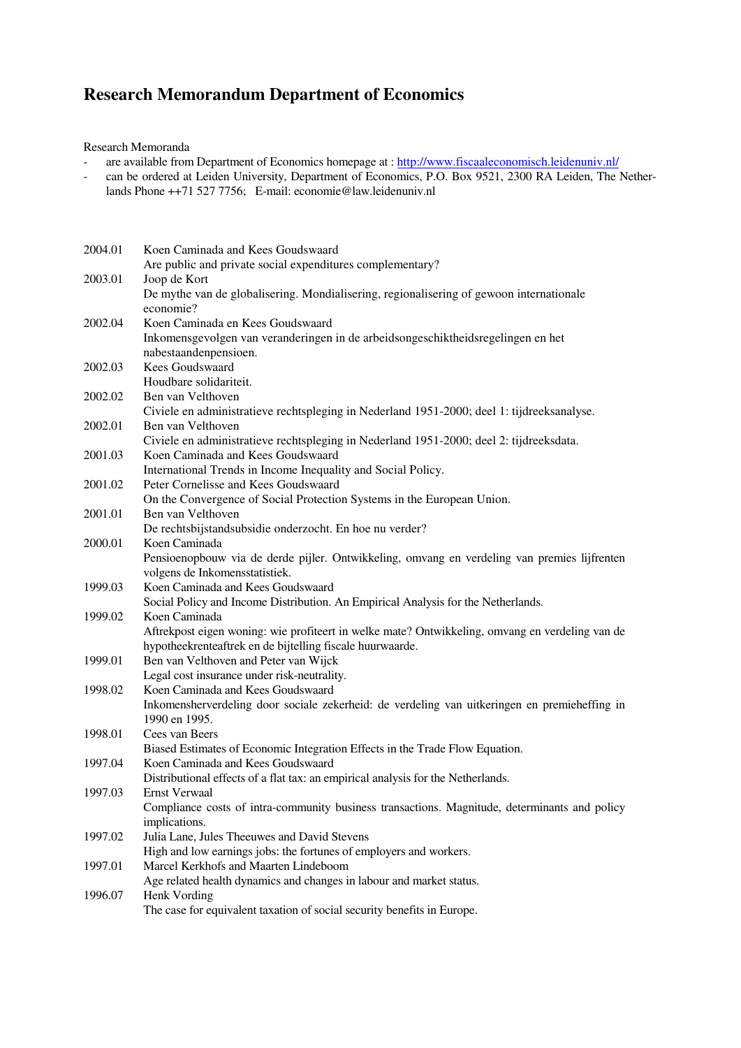# Research Memorandum Department of Economics

Research Memoranda

- are available from Department of Economics homepage at : http://www.fiscaaleconomisch.leidenuniv.nl/
- can be ordered at Leiden University, Department of Economics, P.O. Box 9521, 2300 RA Leiden, The Netherlands Phone ++71 527 7756; E-mail: economie@law.leidenuniv.nl

2004.01 Koen Caminada and Kees Goudswaard
Are public and private social expenditures complementary?

2003.01 Joop de Kort
De mythe van de globalisering. Mondialisering, regionalisering of gewoon internationale economie?

2002.04 Koen Caminada en Kees Goudswaard
Inkomensgevolgen van veranderingen in de arbeidsongeschiktheidsregelingen en het nabestaandenpensioen.

2002.03 Kees Goudswaard
Houdbare solidariteit.

2002.02 Ben van Velthoven
Civiele en administratieve rechtspleging in Nederland 1951-2000; deel 1: tijdreeksanalyse.

2002.01 Ben van Velthoven
Civiele en administratieve rechtspleging in Nederland 1951-2000; deel 2: tijdreeksdata.

2001.03 Koen Caminada and Kees Goudswaard
International Trends in Income Inequality and Social Policy.

2001.02 Peter Cornelisse and Kees Goudswaard
On the Convergence of Social Protection Systems in the European Union.

2001.01 Ben van Velthoven
De rechtsbijstandsubsidie onderzocht. En hoe nu verder?

2000.01 Koen Caminada
Pensioenopbouw via de derde pijler. Ontwikkeling, omvang en verdeling van premies lijfrenten volgens de Inkomensstatistiek.

1999.03 Koen Caminada and Kees Goudswaard
Social Policy and Income Distribution. An Empirical Analysis for the Netherlands.

1999.02 Koen Caminada
Aftrekpost eigen woning: wie profiteert in welke mate? Ontwikkeling, omvang en verdeling van de hypotheekrenteaftrek en de bijtelling fiscale huurwaarde.

1999.01 Ben van Velthoven and Peter van Wijck
Legal cost insurance under risk-neutrality.

1998.02 Koen Caminada and Kees Goudswaard
Inkomensherverdeling door sociale zekerheid: de verdeling van uitkeringen en premieheffing in 1990 en 1995.

1998.01 Cees van Beers
Biased Estimates of Economic Integration Effects in the Trade Flow Equation.

1997.04 Koen Caminada and Kees Goudswaard
Distributional effects of a flat tax: an empirical analysis for the Netherlands.

1997.03 Ernst Verwaal
Compliance costs of intra-community business transactions. Magnitude, determinants and policy implications.

1997.02 Julia Lane, Jules Theeuwes and David Stevens
High and low earnings jobs: the fortunes of employers and workers.

1997.01 Marcel Kerkhofs and Maarten Lindeboom
Age related health dynamics and changes in labour and market status.

1996.07 Henk Vording
The case for equivalent taxation of social security benefits in Europe.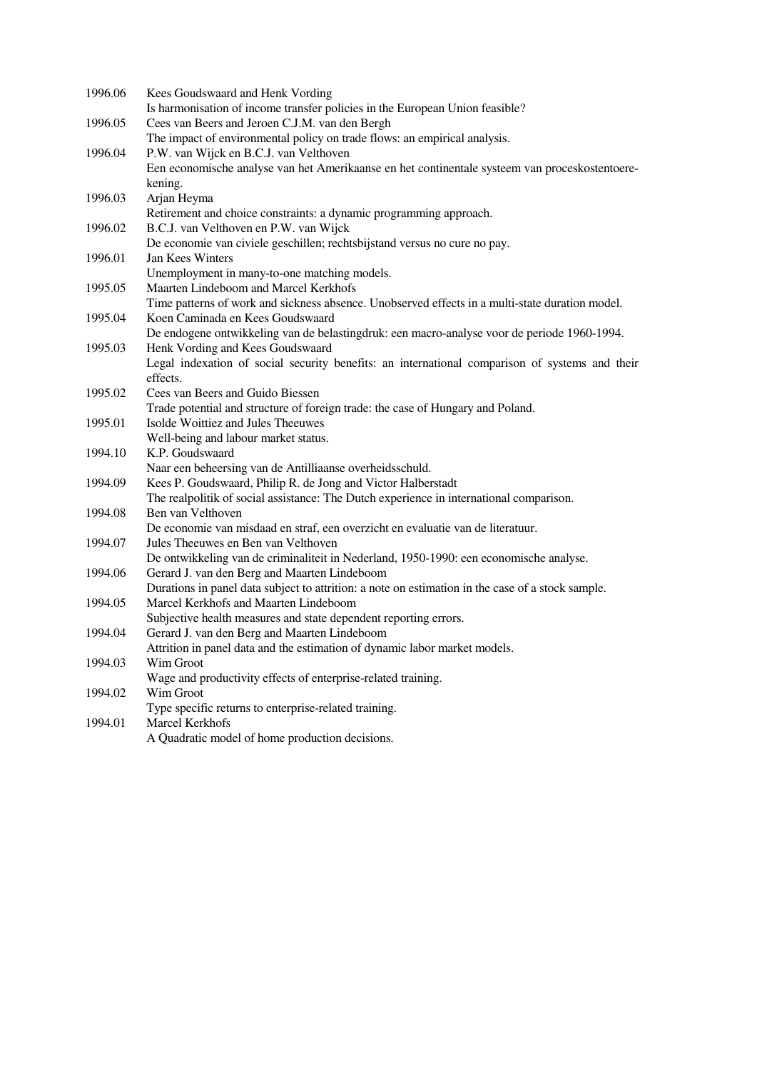1996.06 Kees Goudswaard and Henk Vording
Is harmonisation of income transfer policies in the European Union feasible?

1996.05 Cees van Beers and Jeroen C.J.M. van den Bergh
The impact of environmental policy on trade flows: an empirical analysis.

1996.04 P.W. van Wijck en B.C.J. van Velthoven
Een economische analyse van het Amerikaanse en het continentale systeem van proceskostentoerekening.

1996.03 Arjan Heyma
Retirement and choice constraints: a dynamic programming approach.

1996.02 B.C.J. van Velthoven en P.W. van Wijck
De economie van civiele geschillen; rechtsbijstand versus no cure no pay.

1996.01 Jan Kees Winters
Unemployment in many-to-one matching models.

1995.05 Maarten Lindeboom and Marcel Kerkhofs
Time patterns of work and sickness absence. Unobserved effects in a multi-state duration model.

1995.04 Koen Caminada en Kees Goudswaard
De endogene ontwikkeling van de belastingdruk: een macro-analyse voor de periode 1960-1994.

1995.03 Henk Vording and Kees Goudswaard
Legal indexation of social security benefits: an international comparison of systems and their effects.

1995.02 Cees van Beers and Guido Biessen
Trade potential and structure of foreign trade: the case of Hungary and Poland.

1995.01 Isolde Woittiez and Jules Theeuwes
Well-being and labour market status.

1994.10 K.P. Goudswaard
Naar een beheersing van de Antilliaanse overheidsschuld.

1994.09 Kees P. Goudswaard, Philip R. de Jong and Victor Halberstadt
The realpolitik of social assistance: The Dutch experience in international comparison.

1994.08 Ben van Velthoven
De economie van misdaad en straf, een overzicht en evaluatie van de literatuur.

1994.07 Jules Theeuwes en Ben van Velthoven
De ontwikkeling van de criminaliteit in Nederland, 1950-1990: een economische analyse.

1994.06 Gerard J. van den Berg and Maarten Lindeboom
Durations in panel data subject to attrition: a note on estimation in the case of a stock sample.

1994.05 Marcel Kerkhofs and Maarten Lindeboom
Subjective health measures and state dependent reporting errors.

1994.04 Gerard J. van den Berg and Maarten Lindeboom
Attrition in panel data and the estimation of dynamic labor market models.

1994.03 Wim Groot
Wage and productivity effects of enterprise-related training.

1994.02 Wim Groot
Type specific returns to enterprise-related training.

1994.01 Marcel Kerkhofs
A Quadratic model of home production decisions.